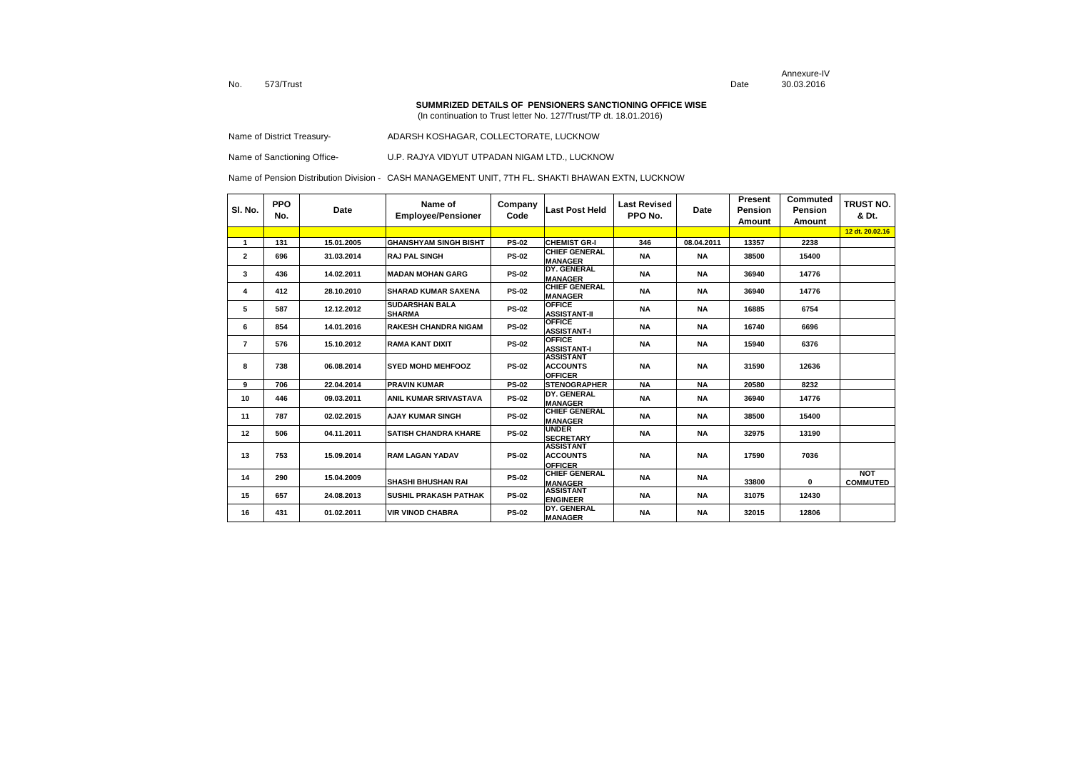No. 573/Trust

Annexure-IV

Date 30.03.2016

**SUMMRIZED DETAILS OF PENSIONERS SANCTIONING OFFICE WISE**

(In continuation to Trust letter No. 127/Trust/TP dt. 18.01.2016)

Name of District Treasury- ADARSH KOSHAGAR, COLLECTORATE, LUCKNOW

Name of Sanctioning Office- U.P. RAJYA VIDYUT UTPADAN NIGAM LTD., LUCKNOW

Name of Pension Distribution Division - CASH MANAGEMENT UNIT, 7TH FL. SHAKTI BHAWAN EXTN, LUCKNOW

| Sl. No. | PPO No. | Date | Name of Employee/Pensioner | Company Code | Last Post Held | Last Revised PPO No. | Date | Present Pension Amount | Commuted Pension Amount | TRUST NO. & Dt. |
|---|---|---|---|---|---|---|---|---|---|---|
| | | | | | | | | | | 12 dt. 20.02.16 |
| 1 | 131 | 15.01.2005 | GHANSHYAM SINGH BISHT | PS-02 | CHEMIST GR-I | 346 | 08.04.2011 | 13357 | 2238 | |
| 2 | 696 | 31.03.2014 | RAJ PAL SINGH | PS-02 | CHIEF GENERAL MANAGER | NA | NA | 38500 | 15400 | |
| 3 | 436 | 14.02.2011 | MADAN MOHAN GARG | PS-02 | DY. GENERAL MANAGER | NA | NA | 36940 | 14776 | |
| 4 | 412 | 28.10.2010 | SHARAD KUMAR SAXENA | PS-02 | CHIEF GENERAL MANAGER | NA | NA | 36940 | 14776 | |
| 5 | 587 | 12.12.2012 | SUDARSHAN BALA SHARMA | PS-02 | OFFICE ASSISTANT-II | NA | NA | 16885 | 6754 | |
| 6 | 854 | 14.01.2016 | RAKESH CHANDRA NIGAM | PS-02 | OFFICE ASSISTANT-I | NA | NA | 16740 | 6696 | |
| 7 | 576 | 15.10.2012 | RAMA KANT DIXIT | PS-02 | OFFICE ASSISTANT-I | NA | NA | 15940 | 6376 | |
| 8 | 738 | 06.08.2014 | SYED MOHD MEHFOOZ | PS-02 | ASSISTANT ACCOUNTS OFFICER | NA | NA | 31590 | 12636 | |
| 9 | 706 | 22.04.2014 | PRAVIN KUMAR | PS-02 | STENOGRAPHER | NA | NA | 20580 | 8232 | |
| 10 | 446 | 09.03.2011 | ANIL KUMAR SRIVASTAVA | PS-02 | DY. GENERAL MANAGER | NA | NA | 36940 | 14776 | |
| 11 | 787 | 02.02.2015 | AJAY KUMAR SINGH | PS-02 | CHIEF GENERAL MANAGER | NA | NA | 38500 | 15400 | |
| 12 | 506 | 04.11.2011 | SATISH CHANDRA KHARE | PS-02 | UNDER SECRETARY | NA | NA | 32975 | 13190 | |
| 13 | 753 | 15.09.2014 | RAM LAGAN YADAV | PS-02 | ASSISTANT ACCOUNTS OFFICER | NA | NA | 17590 | 7036 | |
| 14 | 290 | 15.04.2009 | SHASHI BHUSHAN RAI | PS-02 | CHIEF GENERAL MANAGER | NA | NA | 33800 | 0 | NOT COMMUTED |
| 15 | 657 | 24.08.2013 | SUSHIL PRAKASH PATHAK | PS-02 | ASSISTANT ENGINEER | NA | NA | 31075 | 12430 | |
| 16 | 431 | 01.02.2011 | VIR VINOD CHABRA | PS-02 | DY. GENERAL MANAGER | NA | NA | 32015 | 12806 | |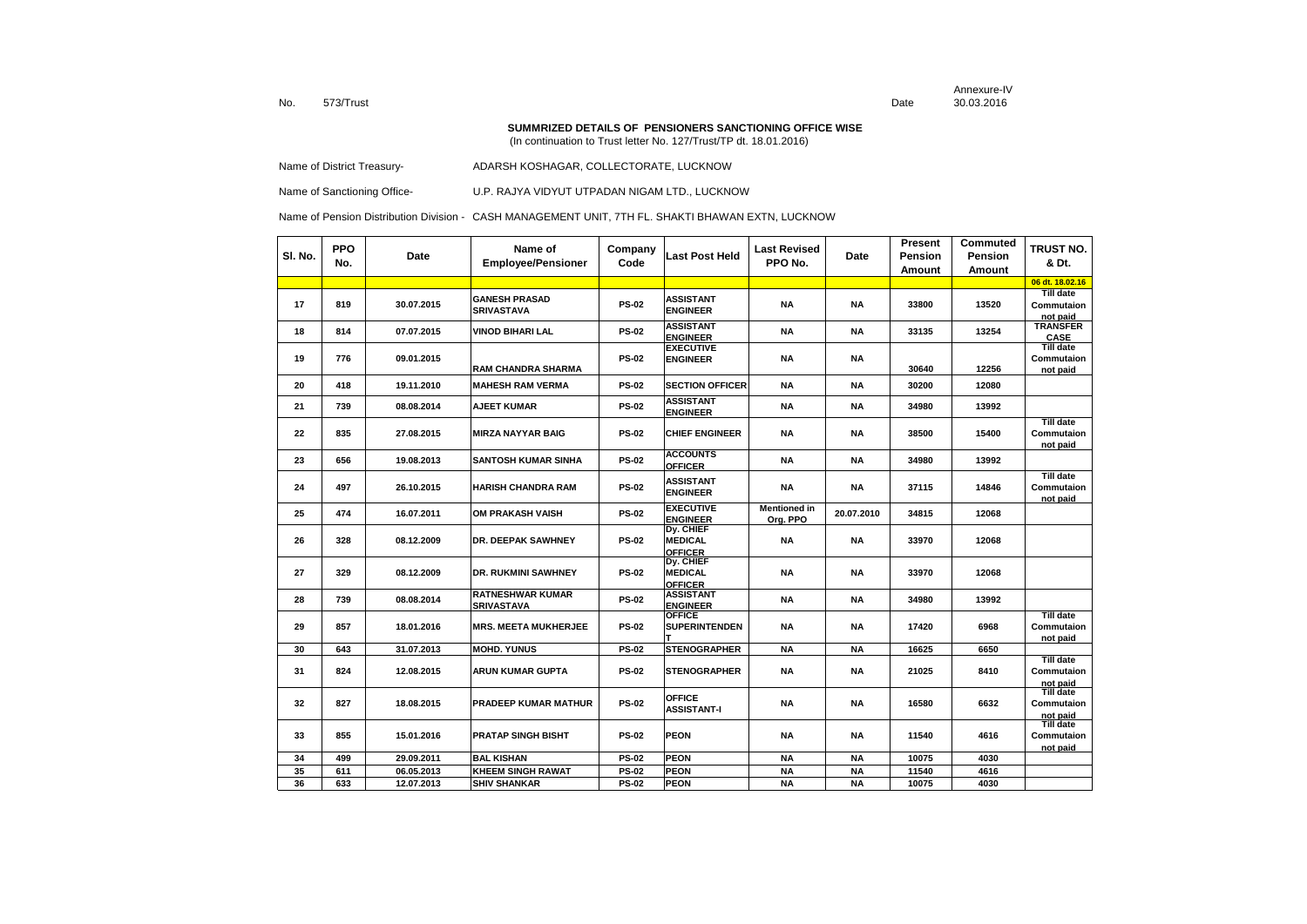Annexure-IV

No. 573/Trust Date 30.03.2016

**SUMMRIZED DETAILS OF PENSIONERS SANCTIONING OFFICE WISE**

(In continuation to Trust letter No. 127/Trust/TP dt. 18.01.2016)

Name of District Treasury- ADARSH KOSHAGAR, COLLECTORATE, LUCKNOW

Name of Sanctioning Office- U.P. RAJYA VIDYUT UTPADAN NIGAM LTD., LUCKNOW

Name of Pension Distribution Division - CASH MANAGEMENT UNIT, 7TH FL. SHAKTI BHAWAN EXTN, LUCKNOW

| Sl. No. | PPO No. | Date | Name of Employee/Pensioner | Company Code | Last Post Held | Last Revised PPO No. | Date | Present Pension Amount | Commuted Pension Amount | TRUST NO. & Dt. |
|---|---|---|---|---|---|---|---|---|---|---|
| | | | | | | | | | | 06 dt. 18.02.16 |
| 17 | 819 | 30.07.2015 | GANESH PRASAD SRIVASTAVA | PS-02 | ASSISTANT ENGINEER | NA | NA | 33800 | 13520 | Till date Commutaion not paid |
| 18 | 814 | 07.07.2015 | VINOD BIHARI LAL | PS-02 | ASSISTANT ENGINEER | NA | NA | 33135 | 13254 | TRANSFER CASE |
| 19 | 776 | 09.01.2015 | RAM CHANDRA SHARMA | PS-02 | EXECUTIVE ENGINEER | NA | NA | 30640 | 12256 | Till date Commutaion not paid |
| 20 | 418 | 19.11.2010 | MAHESH RAM VERMA | PS-02 | SECTION OFFICER | NA | NA | 30200 | 12080 | |
| 21 | 739 | 08.08.2014 | AJEET KUMAR | PS-02 | ASSISTANT ENGINEER | NA | NA | 34980 | 13992 | |
| 22 | 835 | 27.08.2015 | MIRZA NAYYAR BAIG | PS-02 | CHIEF ENGINEER | NA | NA | 38500 | 15400 | Till date Commutaion not paid |
| 23 | 656 | 19.08.2013 | SANTOSH KUMAR SINHA | PS-02 | ACCOUNTS OFFICER | NA | NA | 34980 | 13992 | |
| 24 | 497 | 26.10.2015 | HARISH CHANDRA RAM | PS-02 | ASSISTANT ENGINEER | NA | NA | 37115 | 14846 | Till date Commutaion not paid |
| 25 | 474 | 16.07.2011 | OM PRAKASH VAISH | PS-02 | EXECUTIVE ENGINEER | Mentioned in Org. PPO | 20.07.2010 | 34815 | 12068 | |
| 26 | 328 | 08.12.2009 | DR. DEEPAK SAWHNEY | PS-02 | Dy. CHIEF MEDICAL OFFICER | NA | NA | 33970 | 12068 | |
| 27 | 329 | 08.12.2009 | DR. RUKMINI SAWHNEY | PS-02 | Dy. CHIEF MEDICAL OFFICER | NA | NA | 33970 | 12068 | |
| 28 | 739 | 08.08.2014 | RATNESHWAR KUMAR SRIVASTAVA | PS-02 | ASSISTANT ENGINEER | NA | NA | 34980 | 13992 | |
| 29 | 857 | 18.01.2016 | MRS. MEETA MUKHERJEE | PS-02 | OFFICE SUPERINTENDENT | NA | NA | 17420 | 6968 | Till date Commutaion not paid |
| 30 | 643 | 31.07.2013 | MOHD. YUNUS | PS-02 | STENOGRAPHER | NA | NA | 16625 | 6650 | |
| 31 | 824 | 12.08.2015 | ARUN KUMAR GUPTA | PS-02 | STENOGRAPHER | NA | NA | 21025 | 8410 | Till date Commutaion not paid |
| 32 | 827 | 18.08.2015 | PRADEEP KUMAR MATHUR | PS-02 | OFFICE ASSISTANT-I | NA | NA | 16580 | 6632 | Till date Commutaion not paid |
| 33 | 855 | 15.01.2016 | PRATAP SINGH BISHT | PS-02 | PEON | NA | NA | 11540 | 4616 | Till date Commutaion not paid |
| 34 | 499 | 29.09.2011 | BAL KISHAN | PS-02 | PEON | NA | NA | 10075 | 4030 | |
| 35 | 611 | 06.05.2013 | KHEEM SINGH RAWAT | PS-02 | PEON | NA | NA | 11540 | 4616 | |
| 36 | 633 | 12.07.2013 | SHIV SHANKAR | PS-02 | PEON | NA | NA | 10075 | 4030 | |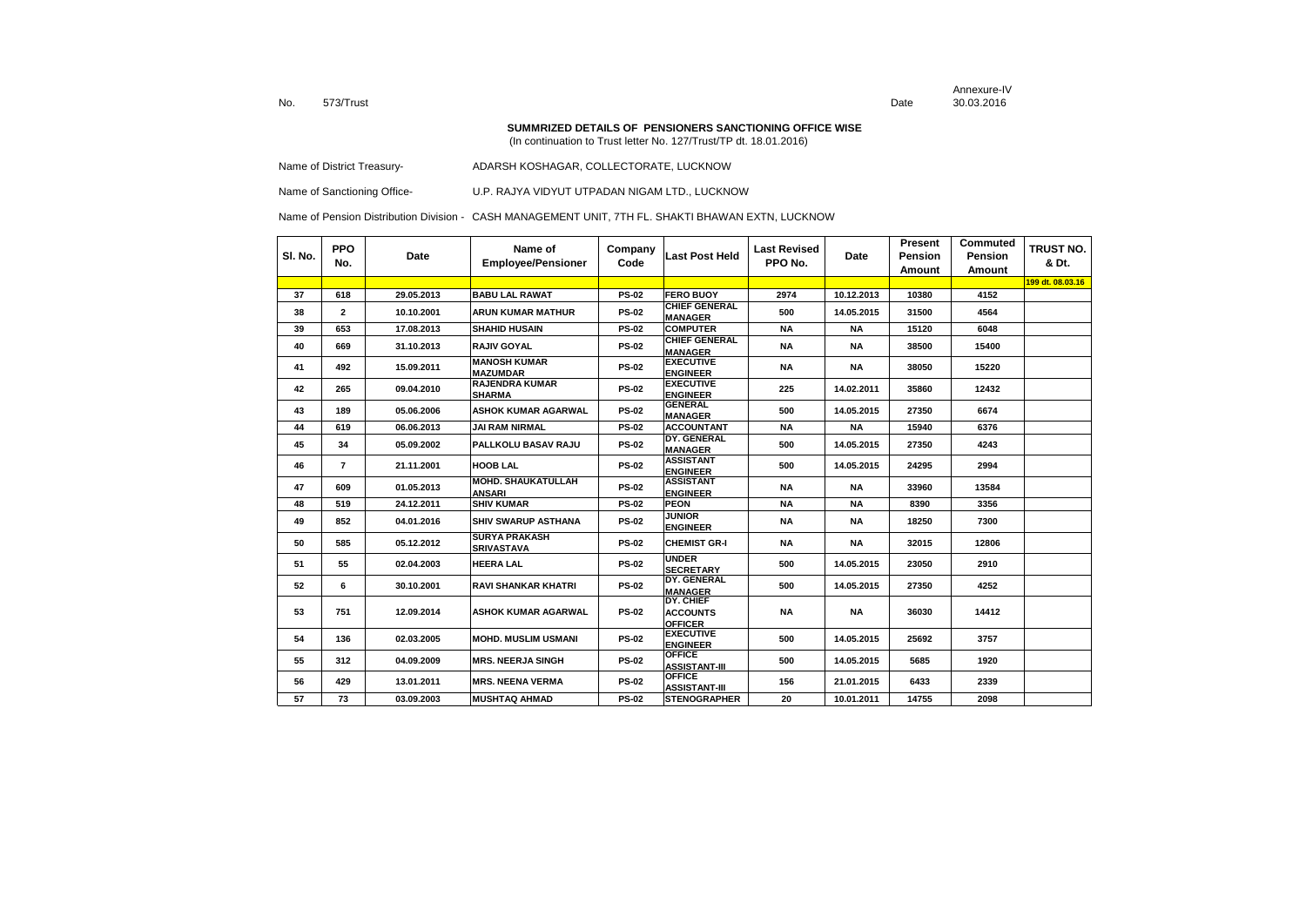No. 573/Trust

Annexure-IV

Date 30.03.2016

**SUMMRIZED DETAILS OF PENSIONERS SANCTIONING OFFICE WISE**

(In continuation to Trust letter No. 127/Trust/TP dt. 18.01.2016)

Name of District Treasury- ADARSH KOSHAGAR, COLLECTORATE, LUCKNOW

Name of Sanctioning Office- U.P. RAJYA VIDYUT UTPADAN NIGAM LTD., LUCKNOW

Name of Pension Distribution Division - CASH MANAGEMENT UNIT, 7TH FL. SHAKTI BHAWAN EXTN, LUCKNOW

| Sl. No. | PPO No. | Date | Name of Employee/Pensioner | Company Code | Last Post Held | Last Revised PPO No. | Date | Present Pension Amount | Commuted Pension Amount | TRUST NO. & Dt. |
|---|---|---|---|---|---|---|---|---|---|---|
| | | | | | | | | | | 199 dt. 08.03.16 |
| 37 | 618 | 29.05.2013 | BABU LAL RAWAT | PS-02 | FERO BUOY | 2974 | 10.12.2013 | 10380 | 4152 | |
| 38 | 2 | 10.10.2001 | ARUN KUMAR MATHUR | PS-02 | CHIEF GENERAL MANAGER | 500 | 14.05.2015 | 31500 | 4564 | |
| 39 | 653 | 17.08.2013 | SHAHID HUSAIN | PS-02 | COMPUTER | NA | NA | 15120 | 6048 | |
| 40 | 669 | 31.10.2013 | RAJIV GOYAL | PS-02 | CHIEF GENERAL MANAGER | NA | NA | 38500 | 15400 | |
| 41 | 492 | 15.09.2011 | MANOSH KUMAR MAZUMDAR | PS-02 | EXECUTIVE ENGINEER | NA | NA | 38050 | 15220 | |
| 42 | 265 | 09.04.2010 | RAJENDRA KUMAR SHARMA | PS-02 | EXECUTIVE ENGINEER | 225 | 14.02.2011 | 35860 | 12432 | |
| 43 | 189 | 05.06.2006 | ASHOK KUMAR AGARWAL | PS-02 | GENERAL MANAGER | 500 | 14.05.2015 | 27350 | 6674 | |
| 44 | 619 | 06.06.2013 | JAI RAM NIRMAL | PS-02 | ACCOUNTANT | NA | NA | 15940 | 6376 | |
| 45 | 34 | 05.09.2002 | PALLKOLU BASAV RAJU | PS-02 | DY. GENERAL MANAGER | 500 | 14.05.2015 | 27350 | 4243 | |
| 46 | 7 | 21.11.2001 | HOOB LAL | PS-02 | ASSISTANT ENGINEER | 500 | 14.05.2015 | 24295 | 2994 | |
| 47 | 609 | 01.05.2013 | MOHD. SHAUKATULLAH ANSARI | PS-02 | ASSISTANT ENGINEER | NA | NA | 33960 | 13584 | |
| 48 | 519 | 24.12.2011 | SHIV KUMAR | PS-02 | PEON | NA | NA | 8390 | 3356 | |
| 49 | 852 | 04.01.2016 | SHIV SWARUP ASTHANA | PS-02 | JUNIOR ENGINEER | NA | NA | 18250 | 7300 | |
| 50 | 585 | 05.12.2012 | SURYA PRAKASH SRIVASTAVA | PS-02 | CHEMIST GR-I | NA | NA | 32015 | 12806 | |
| 51 | 55 | 02.04.2003 | HEERA LAL | PS-02 | UNDER SECRETARY | 500 | 14.05.2015 | 23050 | 2910 | |
| 52 | 6 | 30.10.2001 | RAVI SHANKAR KHATRI | PS-02 | DY. GENERAL MANAGER | 500 | 14.05.2015 | 27350 | 4252 | |
| 53 | 751 | 12.09.2014 | ASHOK KUMAR AGARWAL | PS-02 | DY. CHIEF ACCOUNTS OFFICER | NA | NA | 36030 | 14412 | |
| 54 | 136 | 02.03.2005 | MOHD. MUSLIM USMANI | PS-02 | EXECUTIVE ENGINEER | 500 | 14.05.2015 | 25692 | 3757 | |
| 55 | 312 | 04.09.2009 | MRS. NEERJA SINGH | PS-02 | OFFICE ASSISTANT-III | 500 | 14.05.2015 | 5685 | 1920 | |
| 56 | 429 | 13.01.2011 | MRS. NEENA VERMA | PS-02 | OFFICE ASSISTANT-III | 156 | 21.01.2015 | 6433 | 2339 | |
| 57 | 73 | 03.09.2003 | MUSHTAQ AHMAD | PS-02 | STENOGRAPHER | 20 | 10.01.2011 | 14755 | 2098 | |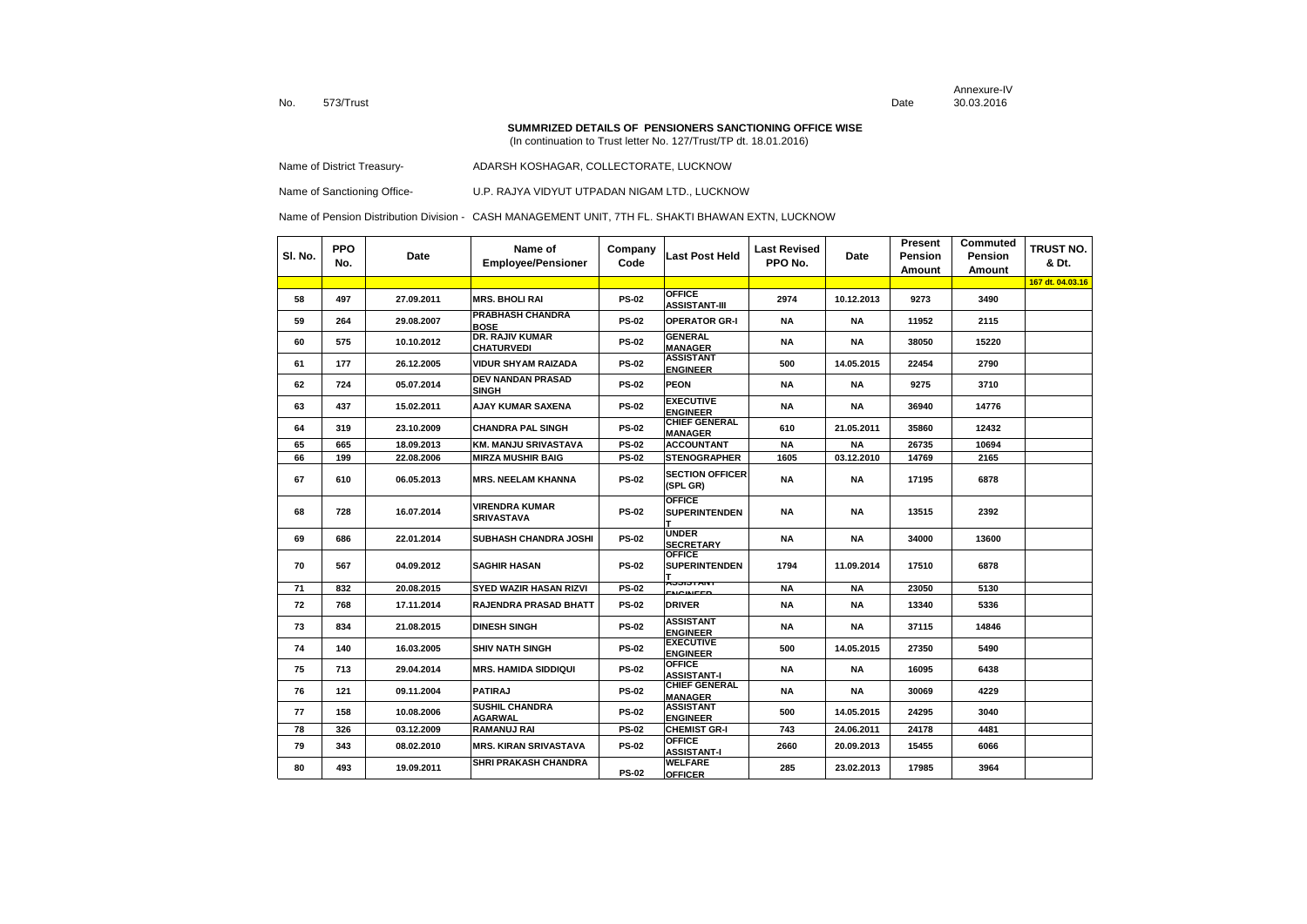Annexure-IV

No. 573/Trust Date 30.03.2016

**SUMMRIZED DETAILS OF PENSIONERS SANCTIONING OFFICE WISE**
(In continuation to Trust letter No. 127/Trust/TP dt. 18.01.2016)

Name of District Treasury- ADARSH KOSHAGAR, COLLECTORATE, LUCKNOW

Name of Sanctioning Office- U.P. RAJYA VIDYUT UTPADAN NIGAM LTD., LUCKNOW

Name of Pension Distribution Division - CASH MANAGEMENT UNIT, 7TH FL. SHAKTI BHAWAN EXTN, LUCKNOW

| Sl. No. | PPO No. | Date | Name of Employee/Pensioner | Company Code | Last Post Held | Last Revised PPO No. | Date | Present Pension Amount | Commuted Pension Amount | TRUST NO. & Dt. |
|---|---|---|---|---|---|---|---|---|---|---|
| | | | | | | | | | | 167 dt. 04.03.16 |
| 58 | 497 | 27.09.2011 | MRS. BHOLI RAI | PS-02 | OFFICE ASSISTANT-III | 2974 | 10.12.2013 | 9273 | 3490 | |
| 59 | 264 | 29.08.2007 | PRABHASH CHANDRA BOSE | PS-02 | OPERATOR GR-I | NA | NA | 11952 | 2115 | |
| 60 | 575 | 10.10.2012 | DR. RAJIV KUMAR CHATURVEDI | PS-02 | GENERAL MANAGER | NA | NA | 38050 | 15220 | |
| 61 | 177 | 26.12.2005 | VIDUR SHYAM RAIZADA | PS-02 | ASSISTANT ENGINEER | 500 | 14.05.2015 | 22454 | 2790 | |
| 62 | 724 | 05.07.2014 | DEV NANDAN PRASAD SINGH | PS-02 | PEON | NA | NA | 9275 | 3710 | |
| 63 | 437 | 15.02.2011 | AJAY KUMAR SAXENA | PS-02 | EXECUTIVE ENGINEER | NA | NA | 36940 | 14776 | |
| 64 | 319 | 23.10.2009 | CHANDRA PAL SINGH | PS-02 | CHIEF GENERAL MANAGER | 610 | 21.05.2011 | 35860 | 12432 | |
| 65 | 665 | 18.09.2013 | KM. MANJU SRIVASTAVA | PS-02 | ACCOUNTANT | NA | NA | 26735 | 10694 | |
| 66 | 199 | 22.08.2006 | MIRZA MUSHIR BAIG | PS-02 | STENOGRAPHER | 1605 | 03.12.2010 | 14769 | 2165 | |
| 67 | 610 | 06.05.2013 | MRS. NEELAM KHANNA | PS-02 | SECTION OFFICER (SPL GR) | NA | NA | 17195 | 6878 | |
| 68 | 728 | 16.07.2014 | VIRENDRA KUMAR SRIVASTAVA | PS-02 | OFFICE SUPERINTENDENT | NA | NA | 13515 | 2392 | |
| 69 | 686 | 22.01.2014 | SUBHASH CHANDRA JOSHI | PS-02 | UNDER SECRETARY | NA | NA | 34000 | 13600 | |
| 70 | 567 | 04.09.2012 | SAGHIR HASAN | PS-02 | OFFICE SUPERINTENDENT | 1794 | 11.09.2014 | 17510 | 6878 | |
| 71 | 832 | 20.08.2015 | SYED WAZIR HASAN RIZVI | PS-02 | ASSISTANT ENGINEER | NA | NA | 23050 | 5130 | |
| 72 | 768 | 17.11.2014 | RAJENDRA PRASAD BHATT | PS-02 | DRIVER | NA | NA | 13340 | 5336 | |
| 73 | 834 | 21.08.2015 | DINESH SINGH | PS-02 | ASSISTANT ENGINEER | NA | NA | 37115 | 14846 | |
| 74 | 140 | 16.03.2005 | SHIV NATH SINGH | PS-02 | EXECUTIVE ENGINEER | 500 | 14.05.2015 | 27350 | 5490 | |
| 75 | 713 | 29.04.2014 | MRS. HAMIDA SIDDIQUI | PS-02 | OFFICE ASSISTANT-I | NA | NA | 16095 | 6438 | |
| 76 | 121 | 09.11.2004 | PATIRAJ | PS-02 | CHIEF GENERAL MANAGER | NA | NA | 30069 | 4229 | |
| 77 | 158 | 10.08.2006 | SUSHIL CHANDRA AGARWAL | PS-02 | ASSISTANT ENGINEER | 500 | 14.05.2015 | 24295 | 3040 | |
| 78 | 326 | 03.12.2009 | RAMANUJ RAI | PS-02 | CHEMIST GR-I | 743 | 24.06.2011 | 24178 | 4481 | |
| 79 | 343 | 08.02.2010 | MRS. KIRAN SRIVASTAVA | PS-02 | OFFICE ASSISTANT-I | 2660 | 20.09.2013 | 15455 | 6066 | |
| 80 | 493 | 19.09.2011 | SHRI PRAKASH CHANDRA | PS-02 | WELFARE OFFICER | 285 | 23.02.2013 | 17985 | 3964 | |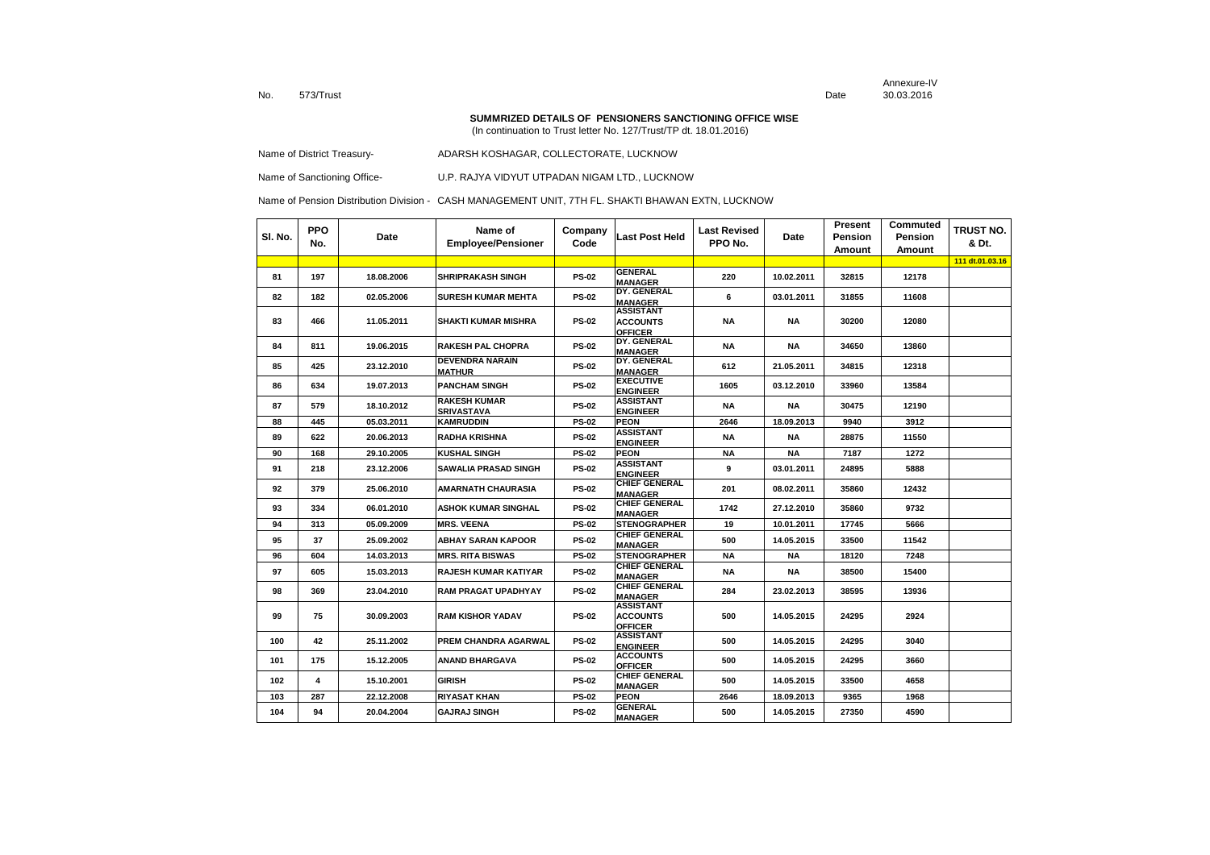Annexure-IV

No. 573/Trust Date 30.03.2016

**SUMMRIZED DETAILS OF PENSIONERS SANCTIONING OFFICE WISE**
(In continuation to Trust letter No. 127/Trust/TP dt. 18.01.2016)

Name of District Treasury- ADARSH KOSHAGAR, COLLECTORATE, LUCKNOW

Name of Sanctioning Office- U.P. RAJYA VIDYUT UTPADAN NIGAM LTD., LUCKNOW

Name of Pension Distribution Division - CASH MANAGEMENT UNIT, 7TH FL. SHAKTI BHAWAN EXTN, LUCKNOW

| Sl. No. | PPO No. | Date | Name of Employee/Pensioner | Company Code | Last Post Held | Last Revised PPO No. | Date | Present Pension Amount | Commuted Pension Amount | TRUST NO. & Dt. |
|---|---|---|---|---|---|---|---|---|---|---|
| | | | | | | | | | | 111 dt.01.03.16 |
| 81 | 197 | 18.08.2006 | SHRIPRAKASH SINGH | PS-02 | GENERAL MANAGER | 220 | 10.02.2011 | 32815 | 12178 | |
| 82 | 182 | 02.05.2006 | SURESH KUMAR MEHTA | PS-02 | DY. GENERAL MANAGER | 6 | 03.01.2011 | 31855 | 11608 | |
| 83 | 466 | 11.05.2011 | SHAKTI KUMAR MISHRA | PS-02 | ASSISTANT ACCOUNTS OFFICER | NA | NA | 30200 | 12080 | |
| 84 | 811 | 19.06.2015 | RAKESH PAL CHOPRA | PS-02 | DY. GENERAL MANAGER | NA | NA | 34650 | 13860 | |
| 85 | 425 | 23.12.2010 | DEVENDRA NARAIN MATHUR | PS-02 | DY. GENERAL MANAGER | 612 | 21.05.2011 | 34815 | 12318 | |
| 86 | 634 | 19.07.2013 | PANCHAM SINGH | PS-02 | EXECUTIVE ENGINEER | 1605 | 03.12.2010 | 33960 | 13584 | |
| 87 | 579 | 18.10.2012 | RAKESH KUMAR SRIVASTAVA | PS-02 | ASSISTANT ENGINEER | NA | NA | 30475 | 12190 | |
| 88 | 445 | 05.03.2011 | KAMRUDDIN | PS-02 | PEON | 2646 | 18.09.2013 | 9940 | 3912 | |
| 89 | 622 | 20.06.2013 | RADHA KRISHNA | PS-02 | ASSISTANT ENGINEER | NA | NA | 28875 | 11550 | |
| 90 | 168 | 29.10.2005 | KUSHAL SINGH | PS-02 | PEON | NA | NA | 7187 | 1272 | |
| 91 | 218 | 23.12.2006 | SAWALIA PRASAD SINGH | PS-02 | ASSISTANT ENGINEER | 9 | 03.01.2011 | 24895 | 5888 | |
| 92 | 379 | 25.06.2010 | AMARNATH CHAURASIA | PS-02 | CHIEF GENERAL MANAGER | 201 | 08.02.2011 | 35860 | 12432 | |
| 93 | 334 | 06.01.2010 | ASHOK KUMAR SINGHAL | PS-02 | CHIEF GENERAL MANAGER | 1742 | 27.12.2010 | 35860 | 9732 | |
| 94 | 313 | 05.09.2009 | MRS. VEENA | PS-02 | STENOGRAPHER | 19 | 10.01.2011 | 17745 | 5666 | |
| 95 | 37 | 25.09.2002 | ABHAY SARAN KAPOOR | PS-02 | CHIEF GENERAL MANAGER | 500 | 14.05.2015 | 33500 | 11542 | |
| 96 | 604 | 14.03.2013 | MRS. RITA BISWAS | PS-02 | STENOGRAPHER | NA | NA | 18120 | 7248 | |
| 97 | 605 | 15.03.2013 | RAJESH KUMAR KATIYAR | PS-02 | CHIEF GENERAL MANAGER | NA | NA | 38500 | 15400 | |
| 98 | 369 | 23.04.2010 | RAM PRAGAT UPADHYAY | PS-02 | CHIEF GENERAL MANAGER | 284 | 23.02.2013 | 38595 | 13936 | |
| 99 | 75 | 30.09.2003 | RAM KISHOR YADAV | PS-02 | ASSISTANT ACCOUNTS OFFICER | 500 | 14.05.2015 | 24295 | 2924 | |
| 100 | 42 | 25.11.2002 | PREM CHANDRA AGARWAL | PS-02 | ASSISTANT ENGINEER | 500 | 14.05.2015 | 24295 | 3040 | |
| 101 | 175 | 15.12.2005 | ANAND BHARGAVA | PS-02 | ACCOUNTS OFFICER | 500 | 14.05.2015 | 24295 | 3660 | |
| 102 | 4 | 15.10.2001 | GIRISH | PS-02 | CHIEF GENERAL MANAGER | 500 | 14.05.2015 | 33500 | 4658 | |
| 103 | 287 | 22.12.2008 | RIYASAT KHAN | PS-02 | PEON | 2646 | 18.09.2013 | 9365 | 1968 | |
| 104 | 94 | 20.04.2004 | GAJRAJ SINGH | PS-02 | GENERAL MANAGER | 500 | 14.05.2015 | 27350 | 4590 | |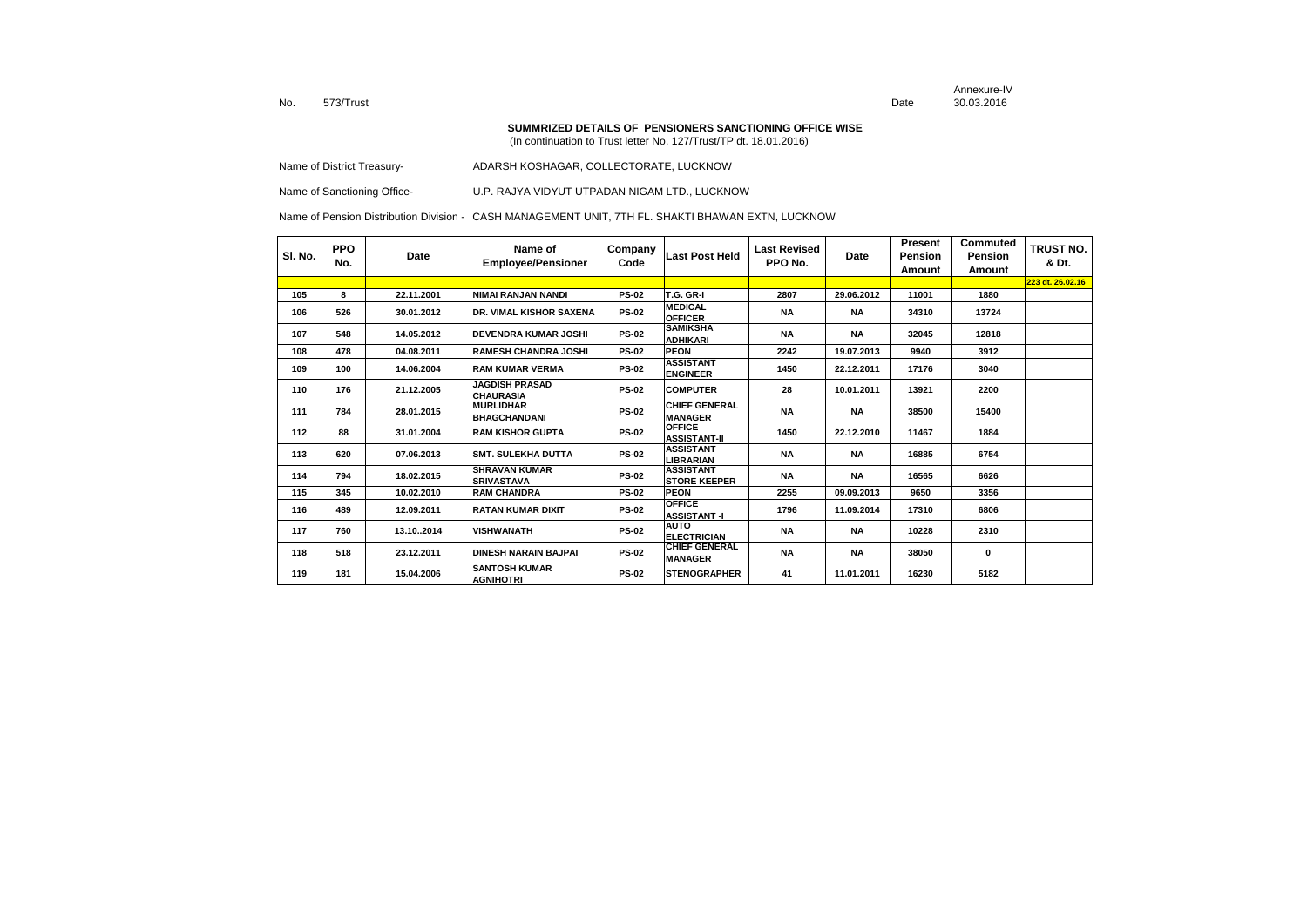Annexure-IV

No. 573/Trust Date 30.03.2016

**SUMMRIZED DETAILS OF PENSIONERS SANCTIONING OFFICE WISE**
(In continuation to Trust letter No. 127/Trust/TP dt. 18.01.2016)

Name of District Treasury- ADARSH KOSHAGAR, COLLECTORATE, LUCKNOW

Name of Sanctioning Office- U.P. RAJYA VIDYUT UTPADAN NIGAM LTD., LUCKNOW

Name of Pension Distribution Division - CASH MANAGEMENT UNIT, 7TH FL. SHAKTI BHAWAN EXTN, LUCKNOW

| Sl. No. | PPO No. | Date | Name of Employee/Pensioner | Company Code | Last Post Held | Last Revised PPO No. | Date | Present Pension Amount | Commuted Pension Amount | TRUST NO. & Dt. |
|---|---|---|---|---|---|---|---|---|---|---|
| | | | | | | | | | | 223 dt. 26.02.16 |
| 105 | 8 | 22.11.2001 | NIMAI RANJAN NANDI | PS-02 | T.G. GR-I | 2807 | 29.06.2012 | 11001 | 1880 | |
| 106 | 526 | 30.01.2012 | DR. VIMAL KISHOR SAXENA | PS-02 | MEDICAL OFFICER | NA | NA | 34310 | 13724 | |
| 107 | 548 | 14.05.2012 | DEVENDRA KUMAR JOSHI | PS-02 | SAMIKSHA ADHIKARI | NA | NA | 32045 | 12818 | |
| 108 | 478 | 04.08.2011 | RAMESH CHANDRA JOSHI | PS-02 | PEON | 2242 | 19.07.2013 | 9940 | 3912 | |
| 109 | 100 | 14.06.2004 | RAM KUMAR VERMA | PS-02 | ASSISTANT ENGINEER | 1450 | 22.12.2011 | 17176 | 3040 | |
| 110 | 176 | 21.12.2005 | JAGDISH PRASAD CHAURASIA | PS-02 | COMPUTER | 28 | 10.01.2011 | 13921 | 2200 | |
| 111 | 784 | 28.01.2015 | MURLIDHAR BHAGCHANDANI | PS-02 | CHIEF GENERAL MANAGER | NA | NA | 38500 | 15400 | |
| 112 | 88 | 31.01.2004 | RAM KISHOR GUPTA | PS-02 | OFFICE ASSISTANT-II | 1450 | 22.12.2010 | 11467 | 1884 | |
| 113 | 620 | 07.06.2013 | SMT. SULEKHA DUTTA | PS-02 | ASSISTANT LIBRARIAN | NA | NA | 16885 | 6754 | |
| 114 | 794 | 18.02.2015 | SHRAVAN KUMAR SRIVASTAVA | PS-02 | ASSISTANT STORE KEEPER | NA | NA | 16565 | 6626 | |
| 115 | 345 | 10.02.2010 | RAM CHANDRA | PS-02 | PEON | 2255 | 09.09.2013 | 9650 | 3356 | |
| 116 | 489 | 12.09.2011 | RATAN KUMAR DIXIT | PS-02 | OFFICE ASSISTANT -I | 1796 | 11.09.2014 | 17310 | 6806 | |
| 117 | 760 | 13.10..2014 | VISHWANATH | PS-02 | AUTO ELECTRICIAN | NA | NA | 10228 | 2310 | |
| 118 | 518 | 23.12.2011 | DINESH NARAIN BAJPAI | PS-02 | CHIEF GENERAL MANAGER | NA | NA | 38050 | 0 | |
| 119 | 181 | 15.04.2006 | SANTOSH KUMAR AGNIHOTRI | PS-02 | STENOGRAPHER | 41 | 11.01.2011 | 16230 | 5182 | |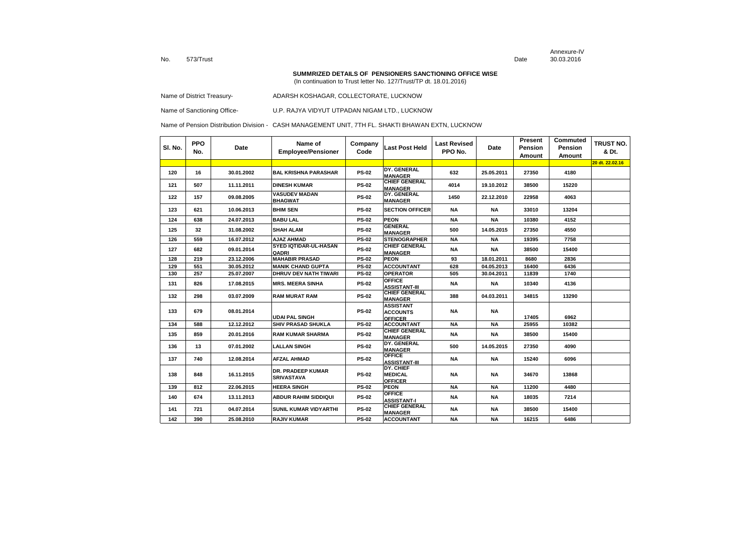Annexure-IV

No. 573/Trust Date 30.03.2016

**SUMMRIZED DETAILS OF PENSIONERS SANCTIONING OFFICE WISE**

(In continuation to Trust letter No. 127/Trust/TP dt. 18.01.2016)

Name of District Treasury- ADARSH KOSHAGAR, COLLECTORATE, LUCKNOW

Name of Sanctioning Office- U.P. RAJYA VIDYUT UTPADAN NIGAM LTD., LUCKNOW

Name of Pension Distribution Division - CASH MANAGEMENT UNIT, 7TH FL. SHAKTI BHAWAN EXTN, LUCKNOW

| Sl. No. | PPO No. | Date | Name of Employee/Pensioner | Company Code | Last Post Held | Last Revised PPO No. | Date | Present Pension Amount | Commuted Pension Amount | TRUST NO. & Dt. |
|---|---|---|---|---|---|---|---|---|---|---|
| | | | | | | | | | | 20 dt. 22.02.16 |
| 120 | 16 | 30.01.2002 | BAL KRISHNA PARASHAR | PS-02 | DY. GENERAL MANAGER | 632 | 25.05.2011 | 27350 | 4180 | |
| 121 | 507 | 11.11.2011 | DINESH KUMAR | PS-02 | CHIEF GENERAL MANAGER | 4014 | 19.10.2012 | 38500 | 15220 | |
| 122 | 157 | 09.08.2005 | VASUDEV MADAN BHAGWAT | PS-02 | DY. GENERAL MANAGER | 1450 | 22.12.2010 | 22958 | 4063 | |
| 123 | 621 | 10.06.2013 | BHIM SEN | PS-02 | SECTION OFFICER | NA | NA | 33010 | 13204 | |
| 124 | 638 | 24.07.2013 | BABU LAL | PS-02 | PEON | NA | NA | 10380 | 4152 | |
| 125 | 32 | 31.08.2002 | SHAH ALAM | PS-02 | GENERAL MANAGER | 500 | 14.05.2015 | 27350 | 4550 | |
| 126 | 559 | 16.07.2012 | AJAZ AHMAD | PS-02 | STENOGRAPHER | NA | NA | 19395 | 7758 | |
| 127 | 682 | 09.01.2014 | SYED IQTIDAR-UL-HASAN QADRI | PS-02 | CHIEF GENERAL MANAGER | NA | NA | 38500 | 15400 | |
| 128 | 219 | 23.12.2006 | MAHABIR PRASAD | PS-02 | PEON | 93 | 18.01.2011 | 8680 | 2836 | |
| 129 | 551 | 30.05.2012 | MANIK CHAND GUPTA | PS-02 | ACCOUNTANT | 628 | 04.05.2013 | 16400 | 6436 | |
| 130 | 257 | 25.07.2007 | DHRUV DEV NATH TIWARI | PS-02 | OPERATOR | 505 | 30.04.2011 | 11839 | 1740 | |
| 131 | 826 | 17.08.2015 | MRS. MEERA SINHA | PS-02 | OFFICE ASSISTANT-III | NA | NA | 10340 | 4136 | |
| 132 | 298 | 03.07.2009 | RAM MURAT RAM | PS-02 | CHIEF GENERAL MANAGER | 388 | 04.03.2011 | 34815 | 13290 | |
| 133 | 679 | 08.01.2014 | UDAI PAL SINGH | PS-02 | ASSISTANT ACCOUNTS OFFICER | NA | NA | 17405 | 6962 | |
| 134 | 588 | 12.12.2012 | SHIV PRASAD SHUKLA | PS-02 | ACCOUNTANT | NA | NA | 25955 | 10382 | |
| 135 | 859 | 20.01.2016 | RAM KUMAR SHARMA | PS-02 | CHIEF GENERAL MANAGER | NA | NA | 38500 | 15400 | |
| 136 | 13 | 07.01.2002 | LALLAN SINGH | PS-02 | DY. GENERAL MANAGER | 500 | 14.05.2015 | 27350 | 4090 | |
| 137 | 740 | 12.08.2014 | AFZAL AHMAD | PS-02 | OFFICE ASSISTANT-III | NA | NA | 15240 | 6096 | |
| 138 | 848 | 16.11.2015 | DR. PRADEEP KUMAR SRIVASTAVA | PS-02 | DY. CHIEF MEDICAL OFFICER | NA | NA | 34670 | 13868 | |
| 139 | 812 | 22.06.2015 | HEERA SINGH | PS-02 | PEON | NA | NA | 11200 | 4480 | |
| 140 | 674 | 13.11.2013 | ABDUR RAHIM SIDDIQUI | PS-02 | OFFICE ASSISTANT-I | NA | NA | 18035 | 7214 | |
| 141 | 721 | 04.07.2014 | SUNIL KUMAR VIDYARTHI | PS-02 | CHIEF GENERAL MANAGER | NA | NA | 38500 | 15400 | |
| 142 | 390 | 25.08.2010 | RAJIV KUMAR | PS-02 | ACCOUNTANT | NA | NA | 16215 | 6486 | |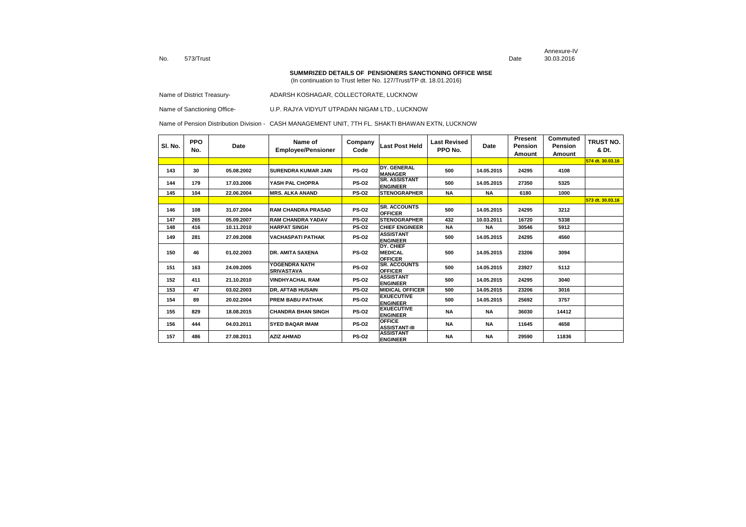Annexure-IV

No. 573/Trust Date 30.03.2016

**SUMMRIZED DETAILS OF PENSIONERS SANCTIONING OFFICE WISE**

(In continuation to Trust letter No. 127/Trust/TP dt. 18.01.2016)

Name of District Treasury- ADARSH KOSHAGAR, COLLECTORATE, LUCKNOW

Name of Sanctioning Office- U.P. RAJYA VIDYUT UTPADAN NIGAM LTD., LUCKNOW

Name of Pension Distribution Division - CASH MANAGEMENT UNIT, 7TH FL. SHAKTI BHAWAN EXTN, LUCKNOW

| Sl. No. | PPO No. | Date | Name of Employee/Pensioner | Company Code | Last Post Held | Last Revised PPO No. | Date | Present Pension Amount | Commuted Pension Amount | TRUST NO. & Dt. |
|---|---|---|---|---|---|---|---|---|---|---|
| | | | | | | | | | | 574 dt. 30.03.16 |
| 143 | 30 | 05.08.2002 | SURENDRA KUMAR JAIN | PS-O2 | DY. GENERAL MANAGER | 500 | 14.05.2015 | 24295 | 4108 | |
| 144 | 179 | 17.03.2006 | YASH PAL CHOPRA | PS-O2 | SR. ASSISTANT ENGINEER | 500 | 14.05.2015 | 27350 | 5325 | |
| 145 | 104 | 22.06.2004 | MRS. ALKA ANAND | PS-O2 | STENOGRAPHER | NA | NA | 6180 | 1000 | |
| | | | | | | | | | | 573 dt. 30.03.16 |
| 146 | 108 | 31.07.2004 | RAM CHANDRA PRASAD | PS-O2 | SR. ACCOUNTS OFFICER | 500 | 14.05.2015 | 24295 | 3212 | |
| 147 | 265 | 05.09.2007 | RAM CHANDRA YADAV | PS-O2 | STENOGRAPHER | 432 | 10.03.2011 | 16720 | 5338 | |
| 148 | 416 | 10.11.2010 | HARPAT SINGH | PS-O2 | CHIEF ENGINEER | NA | NA | 30546 | 5912 | |
| 149 | 281 | 27.09.2008 | VACHASPATI PATHAK | PS-O2 | ASSISTANT ENGINEER | 500 | 14.05.2015 | 24295 | 4560 | |
| 150 | 46 | 01.02.2003 | DR. AMITA SAXENA | PS-O2 | DY. CHIEF MEDICAL OFFICER | 500 | 14.05.2015 | 23206 | 3094 | |
| 151 | 163 | 24.09.2005 | YOGENDRA NATH SRIVASTAVA | PS-O2 | SR. ACCOUNTS OFFICER | 500 | 14.05.2015 | 23927 | 5112 | |
| 152 | 411 | 21.10.2010 | VINDHYACHAL RAM | PS-O2 | ASSISTANT ENGINEER | 500 | 14.05.2015 | 24295 | 3040 | |
| 153 | 47 | 03.02.2003 | DR, AFTAB HUSAIN | PS-O2 | MIDICAL OFFICER | 500 | 14.05.2015 | 23206 | 3016 | |
| 154 | 89 | 20.02.2004 | PREM BABU PATHAK | PS-O2 | EXUECUTIVE ENGINEER | 500 | 14.05.2015 | 25692 | 3757 | |
| 155 | 829 | 18.08.2015 | CHANDRA BHAN SINGH | PS-O2 | EXUECUTIVE ENGINEER | NA | NA | 36030 | 14412 | |
| 156 | 444 | 04.03.2011 | SYED BAQAR IMAM | PS-O2 | OFFICE ASSISTANT-III | NA | NA | 11645 | 4658 | |
| 157 | 486 | 27.08.2011 | AZIZ AHMAD | PS-O2 | ASSISTANT ENGINEER | NA | NA | 29590 | 11836 | |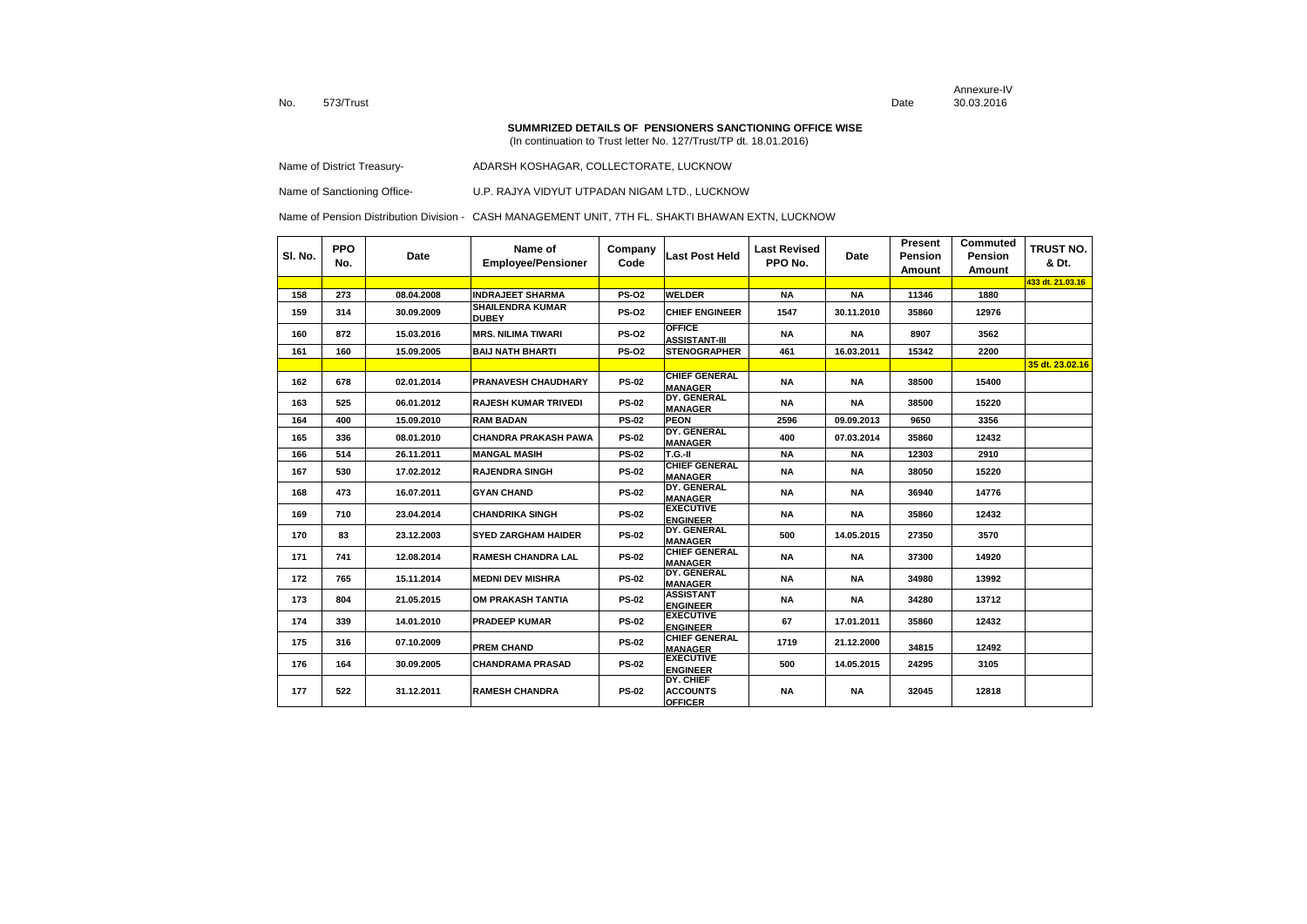Annexure-IV

No. 573/Trust Date 30.03.2016

**SUMMRIZED DETAILS OF PENSIONERS SANCTIONING OFFICE WISE**

(In continuation to Trust letter No. 127/Trust/TP dt. 18.01.2016)

Name of District Treasury- ADARSH KOSHAGAR, COLLECTORATE, LUCKNOW

Name of Sanctioning Office- U.P. RAJYA VIDYUT UTPADAN NIGAM LTD., LUCKNOW

Name of Pension Distribution Division - CASH MANAGEMENT UNIT, 7TH FL. SHAKTI BHAWAN EXTN, LUCKNOW

| Sl. No. | PPO No. | Date | Name of Employee/Pensioner | Company Code | Last Post Held | Last Revised PPO No. | Date | Present Pension Amount | Commuted Pension Amount | TRUST NO. & Dt. |
|---|---|---|---|---|---|---|---|---|---|---|
| | | | | | | | | | | 433 dt. 21.03.16 |
| 158 | 273 | 08.04.2008 | INDRAJEET SHARMA | PS-O2 | WELDER | NA | NA | 11346 | 1880 | |
| 159 | 314 | 30.09.2009 | SHAILENDRA KUMAR DUBEY | PS-O2 | CHIEF ENGINEER | 1547 | 30.11.2010 | 35860 | 12976 | |
| 160 | 872 | 15.03.2016 | MRS. NILIMA TIWARI | PS-O2 | OFFICE ASSISTANT-III | NA | NA | 8907 | 3562 | |
| 161 | 160 | 15.09.2005 | BAIJ NATH BHARTI | PS-O2 | STENOGRAPHER | 461 | 16.03.2011 | 15342 | 2200 | |
| | | | | | | | | | | 35 dt. 23.02.16 |
| 162 | 678 | 02.01.2014 | PRANAVESH CHAUDHARY | PS-02 | CHIEF GENERAL MANAGER | NA | NA | 38500 | 15400 | |
| 163 | 525 | 06.01.2012 | RAJESH KUMAR TRIVEDI | PS-02 | DY. GENERAL MANAGER | NA | NA | 38500 | 15220 | |
| 164 | 400 | 15.09.2010 | RAM BADAN | PS-02 | PEON | 2596 | 09.09.2013 | 9650 | 3356 | |
| 165 | 336 | 08.01.2010 | CHANDRA PRAKASH PAWA | PS-02 | DY. GENERAL MANAGER | 400 | 07.03.2014 | 35860 | 12432 | |
| 166 | 514 | 26.11.2011 | MANGAL MASIH | PS-02 | T.G.-II | NA | NA | 12303 | 2910 | |
| 167 | 530 | 17.02.2012 | RAJENDRA SINGH | PS-02 | CHIEF GENERAL MANAGER | NA | NA | 38050 | 15220 | |
| 168 | 473 | 16.07.2011 | GYAN CHAND | PS-02 | DY. GENERAL MANAGER | NA | NA | 36940 | 14776 | |
| 169 | 710 | 23.04.2014 | CHANDRIKA SINGH | PS-02 | EXECUTIVE ENGINEER | NA | NA | 35860 | 12432 | |
| 170 | 83 | 23.12.2003 | SYED ZARGHAM HAIDER | PS-02 | DY. GENERAL MANAGER | 500 | 14.05.2015 | 27350 | 3570 | |
| 171 | 741 | 12.08.2014 | RAMESH CHANDRA LAL | PS-02 | CHIEF GENERAL MANAGER | NA | NA | 37300 | 14920 | |
| 172 | 765 | 15.11.2014 | MEDNI DEV MISHRA | PS-02 | DY. GENERAL MANAGER | NA | NA | 34980 | 13992 | |
| 173 | 804 | 21.05.2015 | OM PRAKASH TANTIA | PS-02 | ASSISTANT ENGINEER | NA | NA | 34280 | 13712 | |
| 174 | 339 | 14.01.2010 | PRADEEP KUMAR | PS-02 | EXECUTIVE ENGINEER | 67 | 17.01.2011 | 35860 | 12432 | |
| 175 | 316 | 07.10.2009 | PREM CHAND | PS-02 | CHIEF GENERAL MANAGER | 1719 | 21.12.2000 | 34815 | 12492 | |
| 176 | 164 | 30.09.2005 | CHANDRAMA PRASAD | PS-02 | EXECUTIVE ENGINEER | 500 | 14.05.2015 | 24295 | 3105 | |
| 177 | 522 | 31.12.2011 | RAMESH CHANDRA | PS-02 | DY. CHIEF ACCOUNTS OFFICER | NA | NA | 32045 | 12818 | |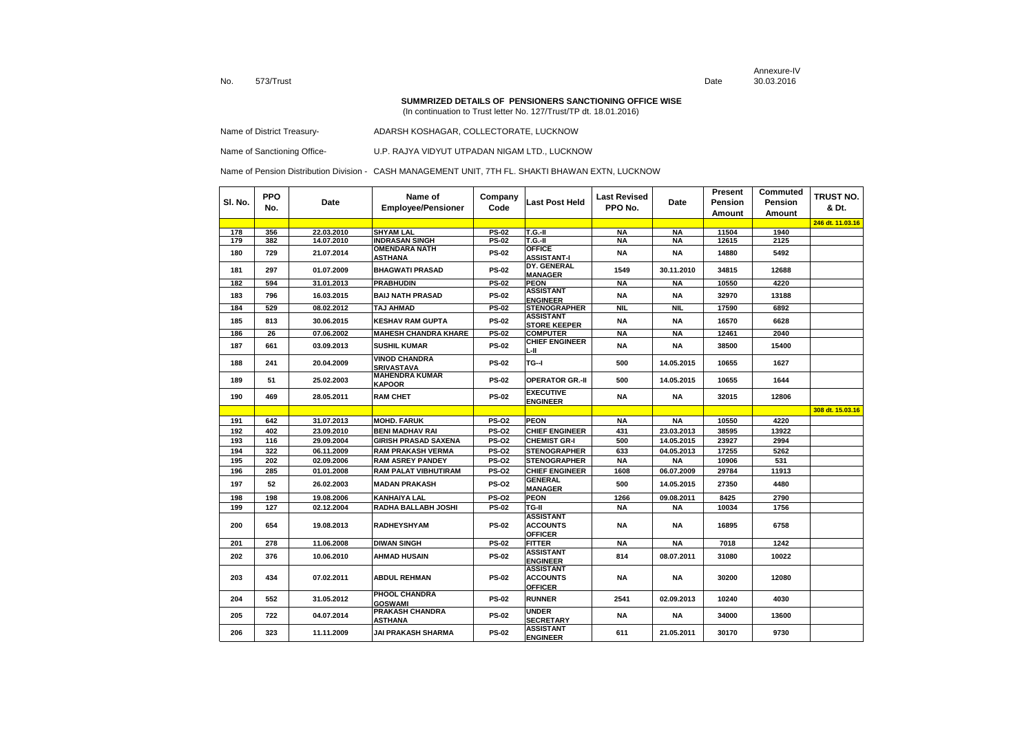Annexure-IV

No. 573/Trust Date 30.03.2016

**SUMMRIZED DETAILS OF PENSIONERS SANCTIONING OFFICE WISE**
(In continuation to Trust letter No. 127/Trust/TP dt. 18.01.2016)

Name of District Treasury- ADARSH KOSHAGAR, COLLECTORATE, LUCKNOW

Name of Sanctioning Office- U.P. RAJYA VIDYUT UTPADAN NIGAM LTD., LUCKNOW

Name of Pension Distribution Division - CASH MANAGEMENT UNIT, 7TH FL. SHAKTI BHAWAN EXTN, LUCKNOW

| Sl. No. | PPO No. | Date | Name of Employee/Pensioner | Company Code | Last Post Held | Last Revised PPO No. | Date | Present Pension Amount | Commuted Pension Amount | TRUST NO. & Dt. |
|---|---|---|---|---|---|---|---|---|---|---|
| | | | | | | | | | | 246 dt. 11.03.16 |
| 178 | 356 | 22.03.2010 | SHYAM LAL | PS-02 | T.G.-II | NA | NA | 11504 | 1940 | |
| 179 | 382 | 14.07.2010 | INDRASAN SINGH | PS-02 | T.G.-II | NA | NA | 12615 | 2125 | |
| 180 | 729 | 21.07.2014 | OMENDARA NATH ASTHANA | PS-02 | OFFICE ASSISTANT-I | NA | NA | 14880 | 5492 | |
| 181 | 297 | 01.07.2009 | BHAGWATI PRASAD | PS-02 | DY. GENERAL MANAGER | 1549 | 30.11.2010 | 34815 | 12688 | |
| 182 | 594 | 31.01.2013 | PRABHUDIN | PS-02 | PEON | NA | NA | 10550 | 4220 | |
| 183 | 796 | 16.03.2015 | BAIJ NATH PRASAD | PS-02 | ASSISTANT ENGINEER | NA | NA | 32970 | 13188 | |
| 184 | 529 | 08.02.2012 | TAJ AHMAD | PS-02 | STENOGRAPHER | NIL | NIL | 17590 | 6892 | |
| 185 | 813 | 30.06.2015 | KESHAV RAM GUPTA | PS-02 | ASSISTANT STORE KEEPER | NA | NA | 16570 | 6628 | |
| 186 | 26 | 07.06.2002 | MAHESH CHANDRA KHARE | PS-02 | COMPUTER | NA | NA | 12461 | 2040 | |
| 187 | 661 | 03.09.2013 | SUSHIL KUMAR | PS-02 | CHIEF ENGINEER L-II | NA | NA | 38500 | 15400 | |
| 188 | 241 | 20.04.2009 | VINOD CHANDRA SRIVASTAVA | PS-02 | TG--I | 500 | 14.05.2015 | 10655 | 1627 | |
| 189 | 51 | 25.02.2003 | MAHENDRA KUMAR KAPOOR | PS-02 | OPERATOR GR.-II | 500 | 14.05.2015 | 10655 | 1644 | |
| 190 | 469 | 28.05.2011 | RAM CHET | PS-02 | EXECUTIVE ENGINEER | NA | NA | 32015 | 12806 | |
| | | | | | | | | | | 308 dt. 15.03.16 |
| 191 | 642 | 31.07.2013 | MOHD. FARUK | PS-O2 | PEON | NA | NA | 10550 | 4220 | |
| 192 | 402 | 23.09.2010 | BENI MADHAV RAI | PS-O2 | CHIEF ENGINEER | 431 | 23.03.2013 | 38595 | 13922 | |
| 193 | 116 | 29.09.2004 | GIRISH PRASAD SAXENA | PS-O2 | CHEMIST GR-I | 500 | 14.05.2015 | 23927 | 2994 | |
| 194 | 322 | 06.11.2009 | RAM PRAKASH VERMA | PS-O2 | STENOGRAPHER | 633 | 04.05.2013 | 17255 | 5262 | |
| 195 | 202 | 02.09.2006 | RAM ASREY PANDEY | PS-O2 | STENOGRAPHER | NA | NA | 10906 | 531 | |
| 196 | 285 | 01.01.2008 | RAM PALAT VIBHUTIRAM | PS-O2 | CHIEF ENGINEER | 1608 | 06.07.2009 | 29784 | 11913 | |
| 197 | 52 | 26.02.2003 | MADAN PRAKASH | PS-O2 | GENERAL MANAGER | 500 | 14.05.2015 | 27350 | 4480 | |
| 198 | 198 | 19.08.2006 | KANHAIYA LAL | PS-O2 | PEON | 1266 | 09.08.2011 | 8425 | 2790 | |
| 199 | 127 | 02.12.2004 | RADHA BALLABH JOSHI | PS-02 | TG-II | NA | NA | 10034 | 1756 | |
| 200 | 654 | 19.08.2013 | RADHEYSHYAM | PS-02 | ASSISTANT ACCOUNTS OFFICER | NA | NA | 16895 | 6758 | |
| 201 | 278 | 11.06.2008 | DIWAN SINGH | PS-02 | FITTER | NA | NA | 7018 | 1242 | |
| 202 | 376 | 10.06.2010 | AHMAD HUSAIN | PS-02 | ASSISTANT ENGINEER | 814 | 08.07.2011 | 31080 | 10022 | |
| 203 | 434 | 07.02.2011 | ABDUL REHMAN | PS-02 | ASSISTANT ACCOUNTS OFFICER | NA | NA | 30200 | 12080 | |
| 204 | 552 | 31.05.2012 | PHOOL CHANDRA GOSWAMI | PS-02 | RUNNER | 2541 | 02.09.2013 | 10240 | 4030 | |
| 205 | 722 | 04.07.2014 | PRAKASH CHANDRA ASTHANA | PS-02 | UNDER SECRETARY | NA | NA | 34000 | 13600 | |
| 206 | 323 | 11.11.2009 | JAI PRAKASH SHARMA | PS-02 | ASSISTANT ENGINEER | 611 | 21.05.2011 | 30170 | 9730 | |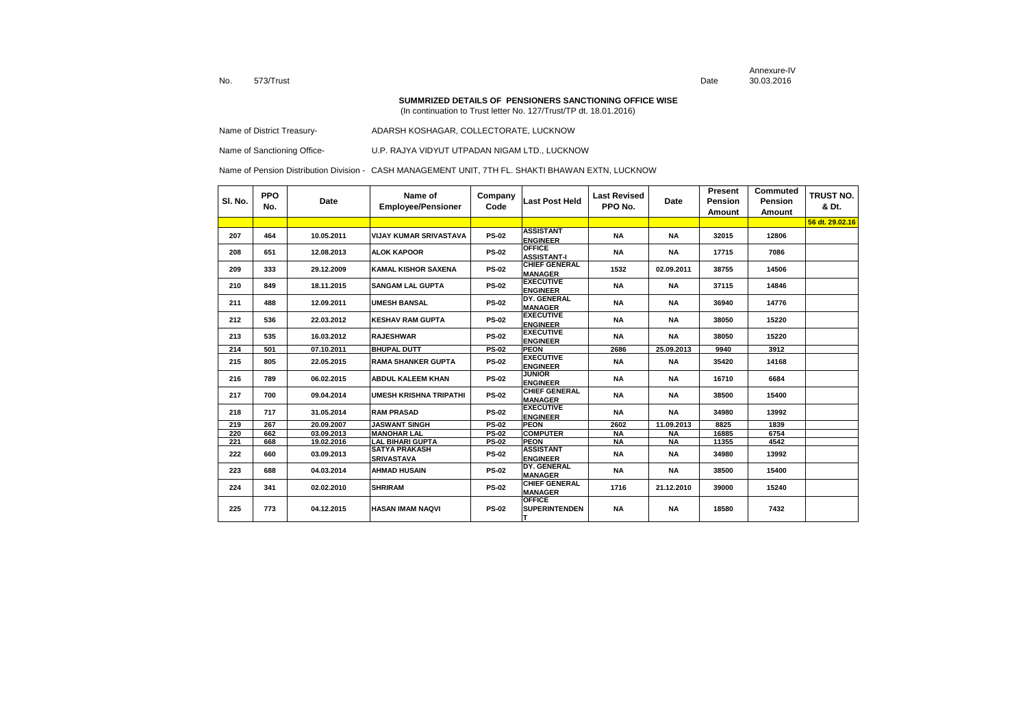Annexure-IV

No. 573/Trust Date 30.03.2016

**SUMMRIZED DETAILS OF PENSIONERS SANCTIONING OFFICE WISE**
(In continuation to Trust letter No. 127/Trust/TP dt. 18.01.2016)

Name of District Treasury- ADARSH KOSHAGAR, COLLECTORATE, LUCKNOW

Name of Sanctioning Office- U.P. RAJYA VIDYUT UTPADAN NIGAM LTD., LUCKNOW

Name of Pension Distribution Division - CASH MANAGEMENT UNIT, 7TH FL. SHAKTI BHAWAN EXTN, LUCKNOW

| Sl. No. | PPO No. | Date | Name of Employee/Pensioner | Company Code | Last Post Held | Last Revised PPO No. | Date | Present Pension Amount | Commuted Pension Amount | TRUST NO. & Dt. |
|---|---|---|---|---|---|---|---|---|---|---|
| | | | | | | | | | | 56 dt. 29.02.16 |
| 207 | 464 | 10.05.2011 | VIJAY KUMAR SRIVASTAVA | PS-02 | ASSISTANT ENGINEER | NA | NA | 32015 | 12806 | |
| 208 | 651 | 12.08.2013 | ALOK KAPOOR | PS-02 | OFFICE ASSISTANT-I | NA | NA | 17715 | 7086 | |
| 209 | 333 | 29.12.2009 | KAMAL KISHOR SAXENA | PS-02 | CHIEF GENERAL MANAGER | 1532 | 02.09.2011 | 38755 | 14506 | |
| 210 | 849 | 18.11.2015 | SANGAM LAL GUPTA | PS-02 | EXECUTIVE ENGINEER | NA | NA | 37115 | 14846 | |
| 211 | 488 | 12.09.2011 | UMESH BANSAL | PS-02 | DY. GENERAL MANAGER | NA | NA | 36940 | 14776 | |
| 212 | 536 | 22.03.2012 | KESHAV RAM GUPTA | PS-02 | EXECUTIVE ENGINEER | NA | NA | 38050 | 15220 | |
| 213 | 535 | 16.03.2012 | RAJESHWAR | PS-02 | EXECUTIVE ENGINEER | NA | NA | 38050 | 15220 | |
| 214 | 501 | 07.10.2011 | BHUPAL DUTT | PS-02 | PEON | 2686 | 25.09.2013 | 9940 | 3912 | |
| 215 | 805 | 22.05.2015 | RAMA SHANKER GUPTA | PS-02 | EXECUTIVE ENGINEER | NA | NA | 35420 | 14168 | |
| 216 | 789 | 06.02.2015 | ABDUL KALEEM KHAN | PS-02 | JUNIOR ENGINEER | NA | NA | 16710 | 6684 | |
| 217 | 700 | 09.04.2014 | UMESH KRISHNA TRIPATHI | PS-02 | CHIEF GENERAL MANAGER | NA | NA | 38500 | 15400 | |
| 218 | 717 | 31.05.2014 | RAM PRASAD | PS-02 | EXECUTIVE ENGINEER | NA | NA | 34980 | 13992 | |
| 219 | 267 | 20.09.2007 | JASWANT SINGH | PS-02 | PEON | 2602 | 11.09.2013 | 8825 | 1839 | |
| 220 | 662 | 03.09.2013 | MANOHAR LAL | PS-02 | COMPUTER | NA | NA | 16885 | 6754 | |
| 221 | 668 | 19.02.2016 | LAL BIHARI GUPTA | PS-02 | PEON | NA | NA | 11355 | 4542 | |
| 222 | 660 | 03.09.2013 | SATYA PRAKASH SRIVASTAVA | PS-02 | ASSISTANT ENGINEER | NA | NA | 34980 | 13992 | |
| 223 | 688 | 04.03.2014 | AHMAD HUSAIN | PS-02 | DY. GENERAL MANAGER | NA | NA | 38500 | 15400 | |
| 224 | 341 | 02.02.2010 | SHRIRAM | PS-02 | CHIEF GENERAL MANAGER | 1716 | 21.12.2010 | 39000 | 15240 | |
| 225 | 773 | 04.12.2015 | HASAN IMAM NAQVI | PS-02 | OFFICE SUPERINTENDENT | NA | NA | 18580 | 7432 | |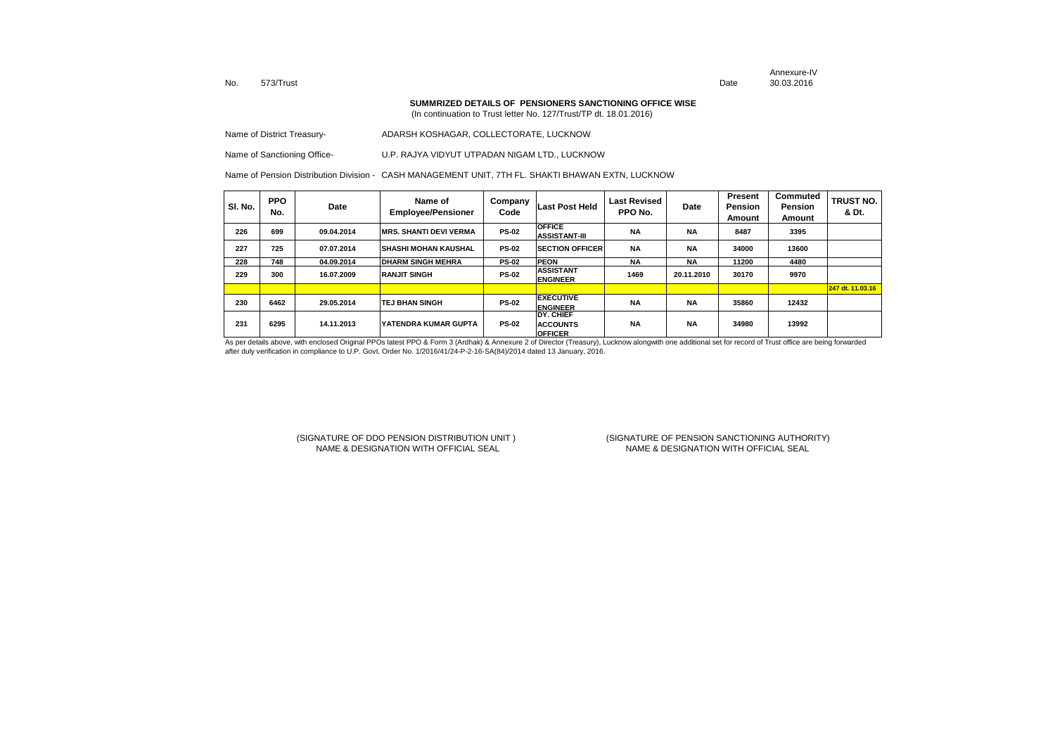Annexure-IV

No. 573/Trust Date 30.03.2016

**SUMMRIZED DETAILS OF PENSIONERS SANCTIONING OFFICE WISE**

(In continuation to Trust letter No. 127/Trust/TP dt. 18.01.2016)

Name of District Treasury- ADARSH KOSHAGAR, COLLECTORATE, LUCKNOW

Name of Sanctioning Office- U.P. RAJYA VIDYUT UTPADAN NIGAM LTD., LUCKNOW

Name of Pension Distribution Division - CASH MANAGEMENT UNIT, 7TH FL. SHAKTI BHAWAN EXTN, LUCKNOW

| Sl. No. | PPO No. | Date | Name of Employee/Pensioner | Company Code | Last Post Held | Last Revised PPO No. | Date | Present Pension Amount | Commuted Pension Amount | TRUST NO. & Dt. |
|---|---|---|---|---|---|---|---|---|---|---|
| 226 | 699 | 09.04.2014 | MRS. SHANTI DEVI VERMA | PS-02 | OFFICE ASSISTANT-III | NA | NA | 8487 | 3395 | |
| 227 | 725 | 07.07.2014 | SHASHI MOHAN KAUSHAL | PS-02 | SECTION OFFICER | NA | NA | 34000 | 13600 | |
| 228 | 748 | 04.09.2014 | DHARM SINGH MEHRA | PS-02 | PEON | NA | NA | 11200 | 4480 | |
| 229 | 300 | 16.07.2009 | RANJIT SINGH | PS-02 | ASSISTANT ENGINEER | 1469 | 20.11.2010 | 30170 | 9970 | |
| | | | | | | | | | | 247 dt. 11.03.16 |
| 230 | 6462 | 29.05.2014 | TEJ BHAN SINGH | PS-02 | EXECUTIVE ENGINEER | NA | NA | 35860 | 12432 | |
| 231 | 6295 | 14.11.2013 | YATENDRA KUMAR GUPTA | PS-02 | DY. CHIEF ACCOUNTS OFFICER | NA | NA | 34980 | 13992 | |

As per details above, with enclosed Original PPOs latest PPO & Form 3 (Ardhak) & Annexure 2 of Director (Treasury), Lucknow alongwith one additional set for record of Trust office are being forwarded after duly verification in compliance to U.P. Govt. Order No. 1/2016/41/24-P-2-16-SA(84)/2014 dated 13 January, 2016.

(SIGNATURE OF DDO PENSION DISTRIBUTION UNIT )
NAME & DESIGNATION WITH OFFICIAL SEAL

(SIGNATURE OF PENSION SANCTIONING AUTHORITY)
NAME & DESIGNATION WITH OFFICIAL SEAL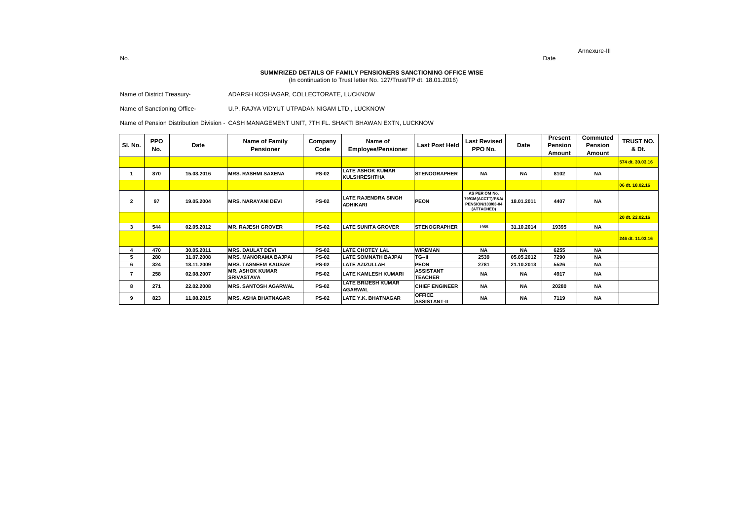Annexure-III

No. Date

**SUMMRIZED DETAILS OF FAMILY PENSIONERS SANCTIONING OFFICE WISE**
(In continuation to Trust letter No. 127/Trust/TP dt. 18.01.2016)

Name of District Treasury- ADARSH KOSHAGAR, COLLECTORATE, LUCKNOW

Name of Sanctioning Office- U.P. RAJYA VIDYUT UTPADAN NIGAM LTD., LUCKNOW

Name of Pension Distribution Division - CASH MANAGEMENT UNIT, 7TH FL. SHAKTI BHAWAN EXTN, LUCKNOW

| Sl. No. | PPO No. | Date | Name of Family Pensioner | Company Code | Name of Employee/Pensioner | Last Post Held | Last Revised PPO No. | Date | Present Pension Amount | Commuted Pension Amount | TRUST NO. & Dt. |
|---|---|---|---|---|---|---|---|---|---|---|---|
| | | | | | | | | | | | 574 dt. 30.03.16 |
| 1 | 870 | 15.03.2016 | MRS. RASHMI SAXENA | PS-02 | LATE ASHOK KUMAR KULSHRESHTHA | STENOGRAPHER | NA | NA | 8102 | NA | |
| | | | | | | | | | | | 06 dt. 18.02.16 |
| 2 | 97 | 19.05.2004 | MRS. NARAYANI DEVI | PS-02 | LATE RAJENDRA SINGH ADHIKARI | PEON | AS PER OM No. 79/GM(ACCTT)/P&A/ PENSION/103/03-04 (ATTACHED) | 18.01.2011 | 4407 | NA | |
| | | | | | | | | | | | 20 dt. 22.02.16 |
| 3 | 544 | 02.05.2012 | MR. RAJESH GROVER | PS-02 | LATE SUNITA GROVER | STENOGRAPHER | 1955 | 31.10.2014 | 19395 | NA | |
| | | | | | | | | | | | 246 dt. 11.03.16 |
| 4 | 470 | 30.05.2011 | MRS. DAULAT DEVI | PS-02 | LATE CHOTEY LAL | WIREMAN | NA | NA | 6255 | NA | |
| 5 | 280 | 31.07.2008 | MRS. MANORAMA BAJPAI | PS-02 | LATE SOMNATH BAJPAI | TG--II | 2539 | 05.05.2012 | 7290 | NA | |
| 6 | 324 | 18.11.2009 | MRS. TASNEEM KAUSAR | PS-02 | LATE AZIZULLAH | PEON | 2781 | 21.10.2013 | 5526 | NA | |
| 7 | 258 | 02.08.2007 | MR. ASHOK KUMAR SRIVASTAVA | PS-02 | LATE KAMLESH KUMARI | ASSISTANT TEACHER | NA | NA | 4917 | NA | |
| 8 | 271 | 22.02.2008 | MRS. SANTOSH AGARWAL | PS-02 | LATE BRIJESH KUMAR AGARWAL | CHIEF ENGINEER | NA | NA | 20280 | NA | |
| 9 | 823 | 11.08.2015 | MRS. ASHA BHATNAGAR | PS-02 | LATE Y.K. BHATNAGAR | OFFICE ASSISTANT-II | NA | NA | 7119 | NA | |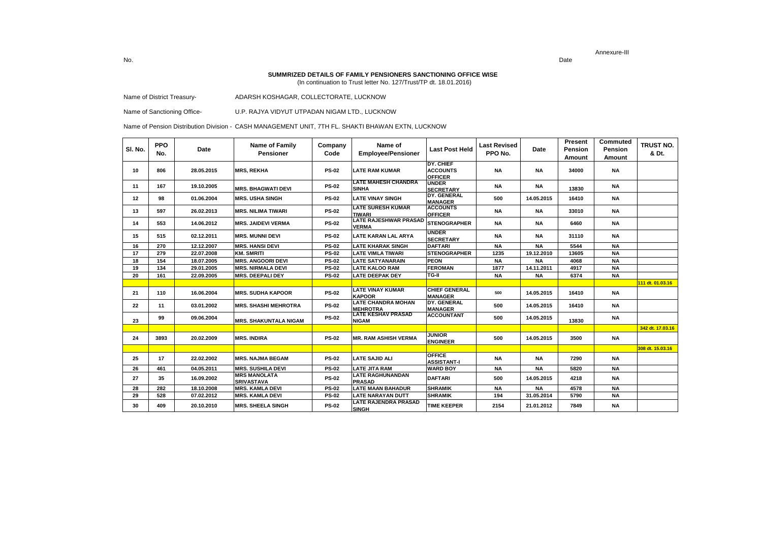No. Date

Annexure-III

**SUMMRIZED DETAILS OF FAMILY PENSIONERS SANCTIONING OFFICE WISE**
(In continuation to Trust letter No. 127/Trust/TP dt. 18.01.2016)

Name of District Treasury- ADARSH KOSHAGAR, COLLECTORATE, LUCKNOW

Name of Sanctioning Office- U.P. RAJYA VIDYUT UTPADAN NIGAM LTD., LUCKNOW

Name of Pension Distribution Division - CASH MANAGEMENT UNIT, 7TH FL. SHAKTI BHAWAN EXTN, LUCKNOW

| Sl. No. | PPO No. | Date | Name of Family Pensioner | Company Code | Name of Employee/Pensioner | Last Post Held | Last Revised PPO No. | Date | Present Pension Amount | Commuted Pension Amount | TRUST NO. & Dt. |
|---|---|---|---|---|---|---|---|---|---|---|---|
| 10 | 806 | 28.05.2015 | MRS, REKHA | PS-02 | LATE RAM KUMAR | DY. CHIEF ACCOUNTS OFFICER | NA | NA | 34000 | NA | |
| 11 | 167 | 19.10.2005 | MRS. BHAGWATI DEVI | PS-02 | LATE MAHESH CHANDRA SINHA | UNDER SECRETARY | NA | NA | 13830 | NA | |
| 12 | 98 | 01.06.2004 | MRS. USHA SINGH | PS-02 | LATE VINAY SINGH | DY. GENERAL MANAGER | 500 | 14.05.2015 | 16410 | NA | |
| 13 | 597 | 26.02.2013 | MRS. NILIMA TIWARI | PS-02 | LATE SURESH KUMAR TIWARI | ACCOUNTS OFFICER | NA | NA | 33010 | NA | |
| 14 | 553 | 14.06.2012 | MRS. JAIDEVI VERMA | PS-02 | LATE RAJESHWAR PRASAD VERMA | STENOGRAPHER | NA | NA | 6460 | NA | |
| 15 | 515 | 02.12.2011 | MRS. MUNNI DEVI | PS-02 | LATE KARAN LAL ARYA | UNDER SECRETARY | NA | NA | 31110 | NA | |
| 16 | 270 | 12.12.2007 | MRS. HANSI DEVI | PS-02 | LATE KHARAK SINGH | DAFTARI | NA | NA | 5544 | NA | |
| 17 | 279 | 22.07.2008 | KM. SMRITI | PS-02 | LATE VIMLA TIWARI | STENOGRAPHER | 1235 | 19.12.2010 | 13605 | NA | |
| 18 | 154 | 18.07.2005 | MRS. ANGOORI DEVI | PS-02 | LATE SATYANARAIN | PEON | NA | NA | 4068 | NA | |
| 19 | 134 | 29.01.2005 | MRS. NIRMALA DEVI | PS-02 | LATE KALOO RAM | FEROMAN | 1877 | 14.11.2011 | 4917 | NA | |
| 20 | 161 | 22.09.2005 | MRS. DEEPALI DEY | PS-02 | LATE DEEPAK DEY | TG-II | NA | NA | 6374 | NA | |
| | | | | | | | | | | | 111 dt. 01.03.16 |
| 21 | 110 | 16.06.2004 | MRS. SUDHA KAPOOR | PS-02 | LATE VINAY KUMAR KAPOOR | CHIEF GENERAL MANAGER | 500 | 14.05.2015 | 16410 | NA | |
| 22 | 11 | 03.01.2002 | MRS. SHASHI MEHROTRA | PS-02 | LATE CHANDRA MOHAN MEHROTRA | DY. GENERAL MANAGER | 500 | 14.05.2015 | 16410 | NA | |
| 23 | 99 | 09.06.2004 | MRS. SHAKUNTALA NIGAM | PS-02 | LATE KESHAV PRASAD NIGAM | ACCOUNTANT | 500 | 14.05.2015 | 13830 | NA | |
| | | | | | | | | | | | 342 dt. 17.03.16 |
| 24 | 3893 | 20.02.2009 | MRS. INDIRA | PS-02 | MR. RAM ASHISH VERMA | JUNIOR ENGINEER | 500 | 14.05.2015 | 3500 | NA | |
| | | | | | | | | | | | 308 dt. 15.03.16 |
| 25 | 17 | 22.02.2002 | MRS. NAJMA BEGAM | PS-02 | LATE SAJID ALI | OFFICE ASSISTANT-I | NA | NA | 7290 | NA | |
| 26 | 461 | 04.05.2011 | MRS. SUSHILA DEVI | PS-02 | LATE JITA RAM | WARD BOY | NA | NA | 5820 | NA | |
| 27 | 35 | 16.09.2002 | MRS MANOLATA SRIVASTAVA | PS-02 | LATE RAGHUNANDAN PRASAD | DAFTARI | 500 | 14.05.2015 | 4218 | NA | |
| 28 | 282 | 18.10.2008 | MRS. KAMLA DEVI | PS-02 | LATE MAAN BAHADUR | SHRAMIK | NA | NA | 4578 | NA | |
| 29 | 528 | 07.02.2012 | MRS. KAMLA DEVI | PS-02 | LATE NARAYAN DUTT | SHRAMIK | 194 | 31.05.2014 | 5790 | NA | |
| 30 | 409 | 20.10.2010 | MRS. SHEELA SINGH | PS-02 | LATE RAJENDRA PRASAD SINGH | TIME KEEPER | 2154 | 21.01.2012 | 7849 | NA | |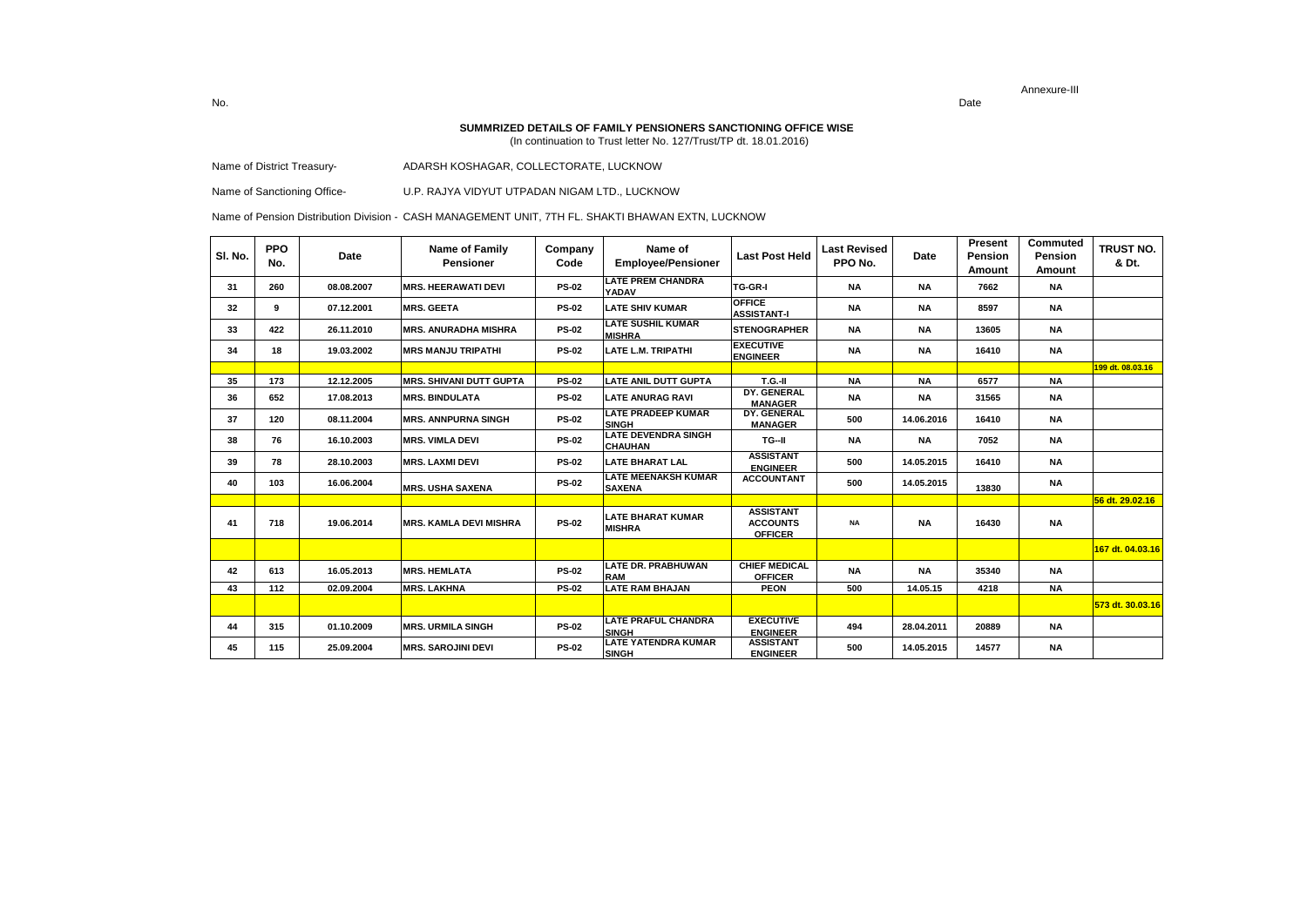Annexure-III

No. Date

**SUMMRIZED DETAILS OF FAMILY PENSIONERS SANCTIONING OFFICE WISE**
(In continuation to Trust letter No. 127/Trust/TP dt. 18.01.2016)

Name of District Treasury- ADARSH KOSHAGAR, COLLECTORATE, LUCKNOW

Name of Sanctioning Office- U.P. RAJYA VIDYUT UTPADAN NIGAM LTD., LUCKNOW

Name of Pension Distribution Division - CASH MANAGEMENT UNIT, 7TH FL. SHAKTI BHAWAN EXTN, LUCKNOW

| Sl. No. | PPO No. | Date | Name of Family Pensioner | Company Code | Name of Employee/Pensioner | Last Post Held | Last Revised PPO No. | Date | Present Pension Amount | Commuted Pension Amount | TRUST NO. & Dt. |
|---|---|---|---|---|---|---|---|---|---|---|---|
| 31 | 260 | 08.08.2007 | MRS. HEERAWATI DEVI | PS-02 | LATE PREM CHANDRA YADAV | TG-GR-I | NA | NA | 7662 | NA | |
| 32 | 9 | 07.12.2001 | MRS. GEETA | PS-02 | LATE SHIV KUMAR | OFFICE ASSISTANT-I | NA | NA | 8597 | NA | |
| 33 | 422 | 26.11.2010 | MRS. ANURADHA MISHRA | PS-02 | LATE SUSHIL KUMAR MISHRA | STENOGRAPHER | NA | NA | 13605 | NA | |
| 34 | 18 | 19.03.2002 | MRS MANJU TRIPATHI | PS-02 | LATE L.M. TRIPATHI | EXECUTIVE ENGINEER | NA | NA | 16410 | NA | |
| | | | | | | | | | | | 199 dt. 08.03.16 |
| 35 | 173 | 12.12.2005 | MRS. SHIVANI DUTT GUPTA | PS-02 | LATE ANIL DUTT GUPTA | T.G.-II | NA | NA | 6577 | NA | |
| 36 | 652 | 17.08.2013 | MRS. BINDULATA | PS-02 | LATE ANURAG RAVI | DY. GENERAL MANAGER | NA | NA | 31565 | NA | |
| 37 | 120 | 08.11.2004 | MRS. ANNPURNA SINGH | PS-02 | LATE PRADEEP KUMAR SINGH | DY. GENERAL MANAGER | 500 | 14.06.2016 | 16410 | NA | |
| 38 | 76 | 16.10.2003 | MRS. VIMLA DEVI | PS-02 | LATE DEVENDRA SINGH CHAUHAN | TG--II | NA | NA | 7052 | NA | |
| 39 | 78 | 28.10.2003 | MRS. LAXMI DEVI | PS-02 | LATE BHARAT LAL | ASSISTANT ENGINEER | 500 | 14.05.2015 | 16410 | NA | |
| 40 | 103 | 16.06.2004 | MRS. USHA SAXENA | PS-02 | LATE MEENAKSH KUMAR SAXENA | ACCOUNTANT | 500 | 14.05.2015 | 13830 | NA | |
| | | | | | | | | | | | 56 dt. 29.02.16 |
| 41 | 718 | 19.06.2014 | MRS. KAMLA DEVI MISHRA | PS-02 | LATE BHARAT KUMAR MISHRA | ASSISTANT ACCOUNTS OFFICER | NA | NA | 16430 | NA | |
| | | | | | | | | | | | 167 dt. 04.03.16 |
| 42 | 613 | 16.05.2013 | MRS. HEMLATA | PS-02 | LATE DR. PRABHUWAN RAM | CHIEF MEDICAL OFFICER | NA | NA | 35340 | NA | |
| 43 | 112 | 02.09.2004 | MRS. LAKHNA | PS-02 | LATE RAM BHAJAN | PEON | 500 | 14.05.15 | 4218 | NA | |
| | | | | | | | | | | | 573 dt. 30.03.16 |
| 44 | 315 | 01.10.2009 | MRS. URMILA SINGH | PS-02 | LATE PRAFUL CHANDRA SINGH | EXECUTIVE ENGINEER | 494 | 28.04.2011 | 20889 | NA | |
| 45 | 115 | 25.09.2004 | MRS. SAROJINI DEVI | PS-02 | LATE YATENDRA KUMAR SINGH | ASSISTANT ENGINEER | 500 | 14.05.2015 | 14577 | NA | |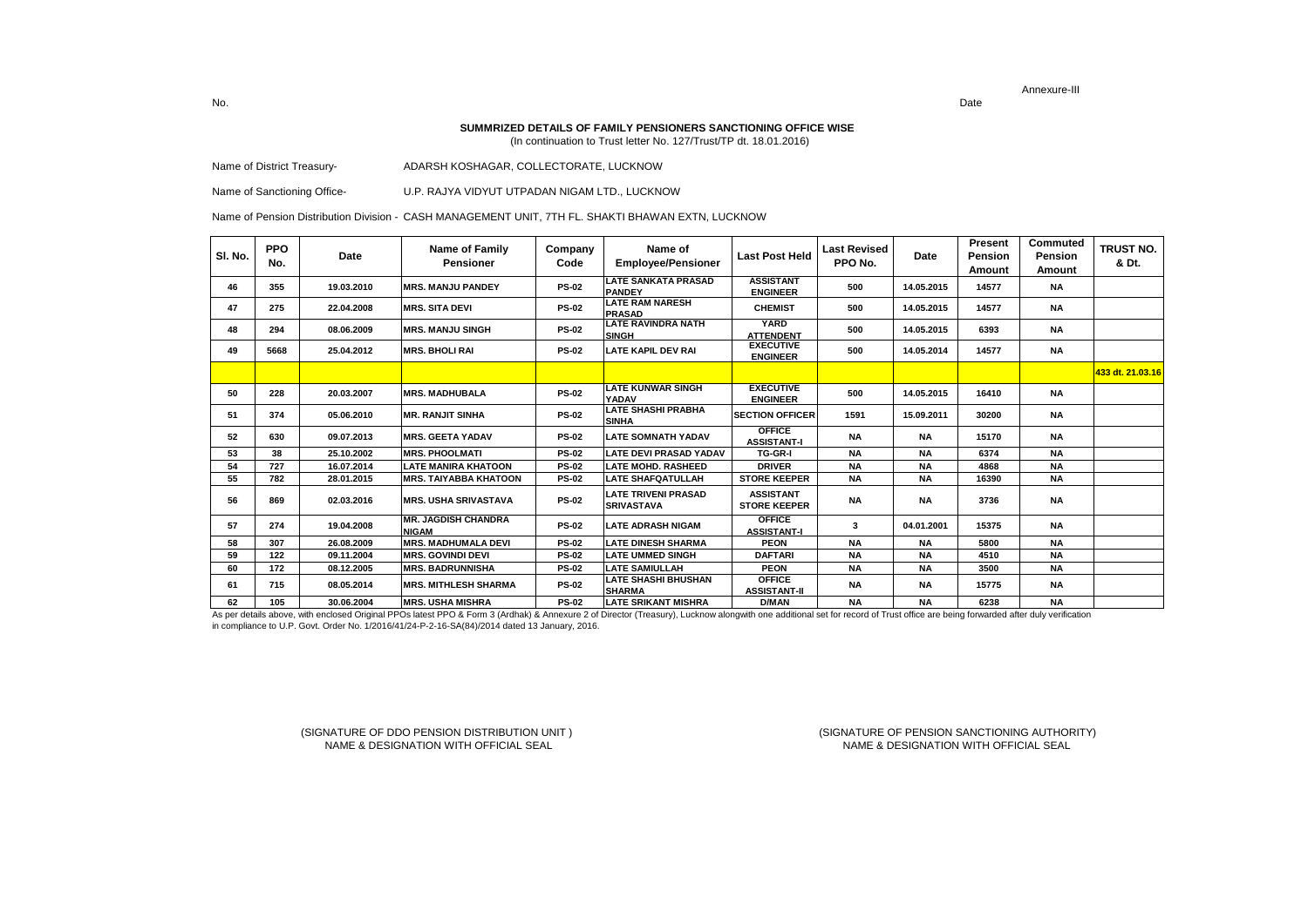Annexure-III

No. Date

**SUMMRIZED DETAILS OF FAMILY PENSIONERS SANCTIONING OFFICE WISE**

(In continuation to Trust letter No. 127/Trust/TP dt. 18.01.2016)

Name of District Treasury- ADARSH KOSHAGAR, COLLECTORATE, LUCKNOW

Name of Sanctioning Office- U.P. RAJYA VIDYUT UTPADAN NIGAM LTD., LUCKNOW

Name of Pension Distribution Division - CASH MANAGEMENT UNIT, 7TH FL. SHAKTI BHAWAN EXTN, LUCKNOW

| Sl. No. | PPO No. | Date | Name of Family Pensioner | Company Code | Name of Employee/Pensioner | Last Post Held | Last Revised PPO No. | Date | Present Pension Amount | Commuted Pension Amount | TRUST NO. & Dt. |
|---|---|---|---|---|---|---|---|---|---|---|---|
| 46 | 355 | 19.03.2010 | MRS. MANJU PANDEY | PS-02 | LATE SANKATA PRASAD PANDEY | ASSISTANT ENGINEER | 500 | 14.05.2015 | 14577 | NA | |
| 47 | 275 | 22.04.2008 | MRS. SITA DEVI | PS-02 | LATE RAM NARESH PRASAD | CHEMIST | 500 | 14.05.2015 | 14577 | NA | |
| 48 | 294 | 08.06.2009 | MRS. MANJU SINGH | PS-02 | LATE RAVINDRA NATH SINGH | YARD ATTENDENT | 500 | 14.05.2015 | 6393 | NA | |
| 49 | 5668 | 25.04.2012 | MRS. BHOLI RAI | PS-02 | LATE KAPIL DEV RAI | EXECUTIVE ENGINEER | 500 | 14.05.2014 | 14577 | NA | |
| | | | | | | | | | | | 433 dt. 21.03.16 |
| 50 | 228 | 20.03.2007 | MRS. MADHUBALA | PS-02 | LATE KUNWAR SINGH YADAV | EXECUTIVE ENGINEER | 500 | 14.05.2015 | 16410 | NA | |
| 51 | 374 | 05.06.2010 | MR. RANJIT SINHA | PS-02 | LATE SHASHI PRABHA SINHA | SECTION OFFICER | 1591 | 15.09.2011 | 30200 | NA | |
| 52 | 630 | 09.07.2013 | MRS. GEETA YADAV | PS-02 | LATE SOMNATH YADAV | OFFICE ASSISTANT-I | NA | NA | 15170 | NA | |
| 53 | 38 | 25.10.2002 | MRS. PHOOLMATI | PS-02 | LATE DEVI PRASAD YADAV | TG-GR-I | NA | NA | 6374 | NA | |
| 54 | 727 | 16.07.2014 | LATE MANIRA KHATOON | PS-02 | LATE MOHD. RASHEED | DRIVER | NA | NA | 4868 | NA | |
| 55 | 782 | 28.01.2015 | MRS. TAIYABBA KHATOON | PS-02 | LATE SHAFQATULLAH | STORE KEEPER | NA | NA | 16390 | NA | |
| 56 | 869 | 02.03.2016 | MRS. USHA SRIVASTAVA | PS-02 | LATE TRIVENI PRASAD SRIVASTAVA | ASSISTANT STORE KEEPER | NA | NA | 3736 | NA | |
| 57 | 274 | 19.04.2008 | MR. JAGDISH CHANDRA NIGAM | PS-02 | LATE ADRASH NIGAM | OFFICE ASSISTANT-I | 3 | 04.01.2001 | 15375 | NA | |
| 58 | 307 | 26.08.2009 | MRS. MADHUMALA DEVI | PS-02 | LATE DINESH SHARMA | PEON | NA | NA | 5800 | NA | |
| 59 | 122 | 09.11.2004 | MRS. GOVINDI DEVI | PS-02 | LATE UMMED SINGH | DAFTARI | NA | NA | 4510 | NA | |
| 60 | 172 | 08.12.2005 | MRS. BADRUNNISHA | PS-02 | LATE SAMIULLAH | PEON | NA | NA | 3500 | NA | |
| 61 | 715 | 08.05.2014 | MRS. MITHLESH SHARMA | PS-02 | LATE SHASHI BHUSHAN SHARMA | OFFICE ASSISTANT-II | NA | NA | 15775 | NA | |
| 62 | 105 | 30.06.2004 | MRS. USHA MISHRA | PS-02 | LATE SRIKANT MISHRA | D/MAN | NA | NA | 6238 | NA | |

As per details above, with enclosed Original PPOs latest PPO & Form 3 (Ardhak) & Annexure 2 of Director (Treasury), Lucknow alongwith one additional set for record of Trust office are being forwarded after duly verification in compliance to U.P. Govt. Order No. 1/2016/41/24-P-2-16-SA(84)/2014 dated 13 January, 2016.

(SIGNATURE OF DDO PENSION DISTRIBUTION UNIT )
NAME & DESIGNATION WITH OFFICIAL SEAL

(SIGNATURE OF PENSION SANCTIONING AUTHORITY)
NAME & DESIGNATION WITH OFFICIAL SEAL